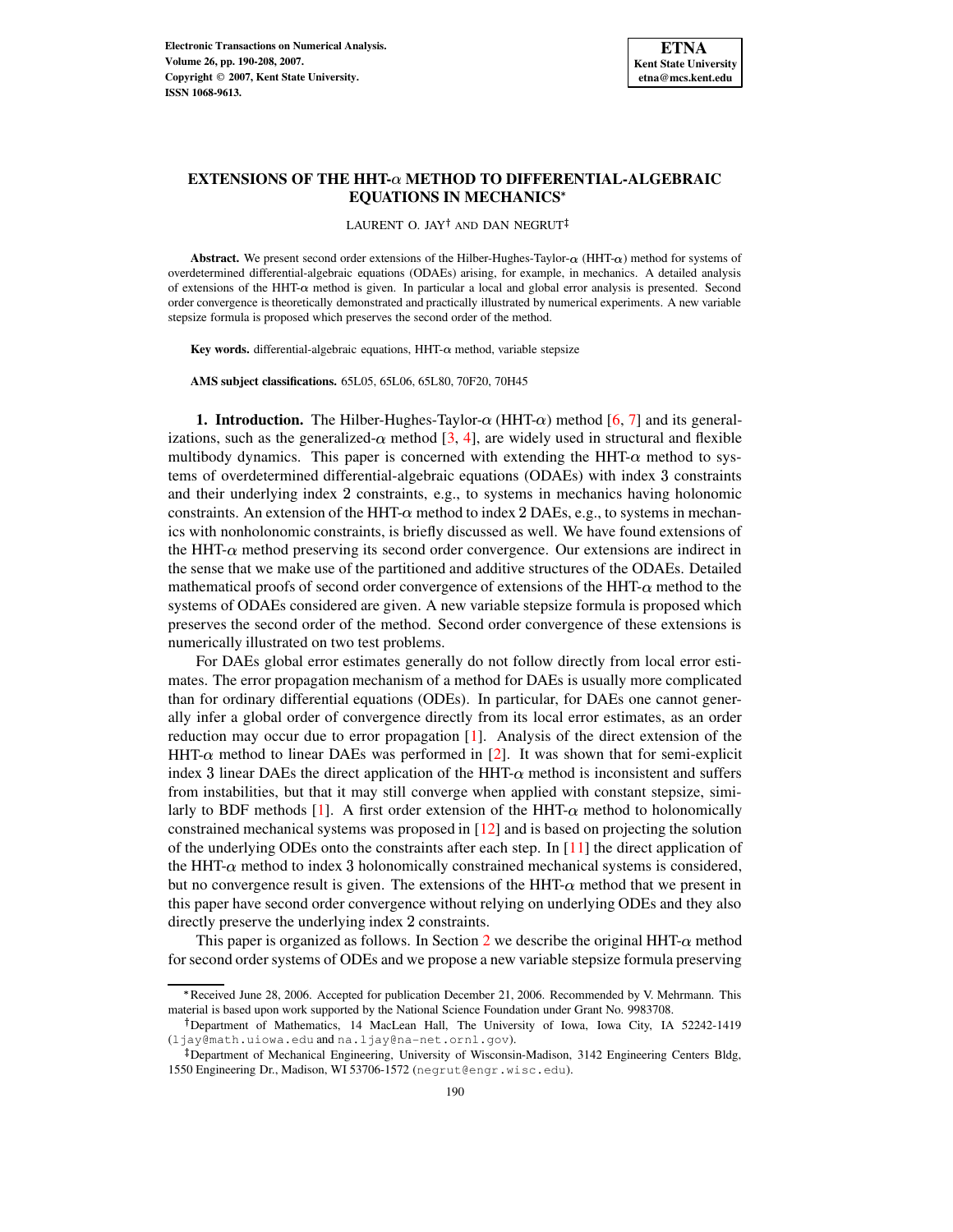# EXTENSIONS OF THE HHT-$\alpha$ METHOD TO DIFFERENTIAL-ALGEBRAIC EQUATIONS IN MECHANICS*

LAURENT O. JAY† AND DAN NEGRUT‡

**Abstract.** We present second order extensions of the Hilber-Hughes-Taylor-$\alpha$ (HHT-$\alpha$) method for systems of overdetermined differential-algebraic equations (ODAEs) arising, for example, in mechanics. A detailed analysis of extensions of the HHT-$\alpha$ method is given. In particular a local and global error analysis is presented. Second order convergence is theoretically demonstrated and practically illustrated by numerical experiments. A new variable stepsize formula is proposed which preserves the second order of the method.

**Key words.** differential-algebraic equations, HHT-$\alpha$ method, variable stepsize

**AMS subject classifications.** 65L05, 65L06, 65L80, 70F20, 70H45

**1. Introduction.** The Hilber-Hughes-Taylor-$\alpha$ (HHT-$\alpha$) method [6, 7] and its generalizations, such as the generalized-$\alpha$ method [3, 4], are widely used in structural and flexible multibody dynamics. This paper is concerned with extending the HHT-$\alpha$ method to systems of overdetermined differential-algebraic equations (ODAEs) with index 3 constraints and their underlying index 2 constraints, e.g., to systems in mechanics having holonomic constraints. An extension of the HHT-$\alpha$ method to index 2 DAEs, e.g., to systems in mechanics with nonholonomic constraints, is briefly discussed as well. We have found extensions of the HHT-$\alpha$ method preserving its second order convergence. Our extensions are indirect in the sense that we make use of the partitioned and additive structures of the ODAEs. Detailed mathematical proofs of second order convergence of extensions of the HHT-$\alpha$ method to the systems of ODAEs considered are given. A new variable stepsize formula is proposed which preserves the second order of the method. Second order convergence of these extensions is numerically illustrated on two test problems.

For DAEs global error estimates generally do not follow directly from local error estimates. The error propagation mechanism of a method for DAEs is usually more complicated than for ordinary differential equations (ODEs). In particular, for DAEs one cannot generally infer a global order of convergence directly from its local error estimates, as an order reduction may occur due to error propagation [1]. Analysis of the direct extension of the HHT-$\alpha$ method to linear DAEs was performed in [2]. It was shown that for semi-explicit index 3 linear DAEs the direct application of the HHT-$\alpha$ method is inconsistent and suffers from instabilities, but that it may still converge when applied with constant stepsize, similarly to BDF methods [1]. A first order extension of the HHT-$\alpha$ method to holonomically constrained mechanical systems was proposed in [12] and is based on projecting the solution of the underlying ODEs onto the constraints after each step. In [11] the direct application of the HHT-$\alpha$ method to index 3 holonomically constrained mechanical systems is considered, but no convergence result is given. The extensions of the HHT-$\alpha$ method that we present in this paper have second order convergence without relying on underlying ODEs and they also directly preserve the underlying index 2 constraints.

This paper is organized as follows. In Section 2 we describe the original HHT-$\alpha$ method for second order systems of ODEs and we propose a new variable stepsize formula preserving

*Received June 28, 2006. Accepted for publication December 21, 2006. Recommended by V. Mehrmann. This material is based upon work supported by the National Science Foundation under Grant No. 9983708.

†Department of Mathematics, 14 MacLean Hall, The University of Iowa, Iowa City, IA 52242-1419 (ljay@math.uiowa.edu and na.ljay@na-net.ornl.gov).

‡Department of Mechanical Engineering, University of Wisconsin-Madison, 3142 Engineering Centers Bldg, 1550 Engineering Dr., Madison, WI 53706-1572 (negrut@engr.wisc.edu).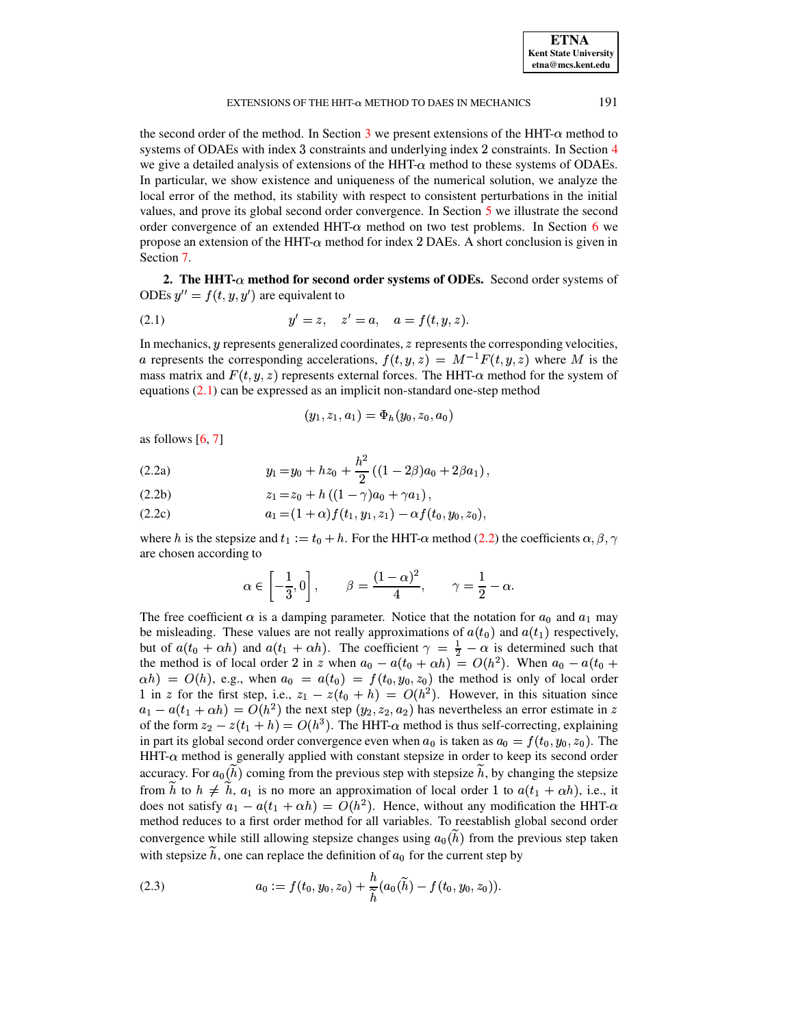the second order of the method. In Section 3 we present extensions of the HHT-$\alpha$ method to systems of ODAEs with index 3 constraints and underlying index 2 constraints. In Section 4 we give a detailed analysis of extensions of the HHT-$\alpha$ method to these systems of ODAEs. In particular, we show existence and uniqueness of the numerical solution, we analyze the local error of the method, its stability with respect to consistent perturbations in the initial values, and prove its global second order convergence. In Section 5 we illustrate the second order convergence of an extended HHT-$\alpha$ method on two test problems. In Section 6 we propose an extension of the HHT-$\alpha$ method for index 2 DAEs. A short conclusion is given in Section 7.

## 2. The HHT-$\alpha$ method for second order systems of ODEs.

Second order systems of ODEs $y'' = f(t, y, y')$ are equivalent to

$$y' = z, \quad z' = a, \quad a = f(t, y, z). \tag{2.1}$$

In mechanics, $y$ represents generalized coordinates, $z$ represents the corresponding velocities, $a$ represents the corresponding accelerations, $f(t, y, z) = M^{-1}F(t, y, z)$ where $M$ is the mass matrix and $F(t, y, z)$ represents external forces. The HHT-$\alpha$ method for the system of equations (2.1) can be expressed as an implicit non-standard one-step method

$$(y_1, z_1, a_1) = \Phi_h(y_0, z_0, a_0)$$

as follows [6, 7]

$$y_1 = y_0 + hz_0 + \frac{h^2}{2}\left((1 - 2\beta)a_0 + 2\beta a_1\right), \tag{2.2a}$$

$$z_1 = z_0 + h\left((1 - \gamma)a_0 + \gamma a_1\right), \tag{2.2b}$$

$$a_1 = (1 + \alpha)f(t_1, y_1, z_1) - \alpha f(t_0, y_0, z_0), \tag{2.2c}$$

where $h$ is the stepsize and $t_1 := t_0 + h$. For the HHT-$\alpha$ method (2.2) the coefficients $\alpha, \beta, \gamma$ are chosen according to

$$\alpha \in \left[-\frac{1}{3}, 0\right], \qquad \beta = \frac{(1-\alpha)^2}{4}, \qquad \gamma = \frac{1}{2} - \alpha.$$

The free coefficient $\alpha$ is a damping parameter. Notice that the notation for $a_0$ and $a_1$ may be misleading. These values are not really approximations of $a(t_0)$ and $a(t_1)$ respectively, but of $a(t_0 + \alpha h)$ and $a(t_1 + \alpha h)$. The coefficient $\gamma = \frac{1}{2} - \alpha$ is determined such that the method is of local order 2 in $z$ when $a_0 - a(t_0 + \alpha h) = O(h^2)$. When $a_0 - a(t_0 + \alpha h) = O(h)$, e.g., when $a_0 = a(t_0) = f(t_0, y_0, z_0)$ the method is only of local order 1 in $z$ for the first step, i.e., $z_1 - z(t_0 + h) = O(h^2)$. However, in this situation since $a_1 - a(t_1 + \alpha h) = O(h^2)$ the next step $(y_2, z_2, a_2)$ has nevertheless an error estimate in $z$ of the form $z_2 - z(t_1 + h) = O(h^3)$. The HHT-$\alpha$ method is thus self-correcting, explaining in part its global second order convergence even when $a_0$ is taken as $a_0 = f(t_0, y_0, z_0)$. The HHT-$\alpha$ method is generally applied with constant stepsize in order to keep its second order accuracy. For $a_0(\widetilde{h})$ coming from the previous step with stepsize $\widetilde{h}$, by changing the stepsize from $\widetilde{h}$ to $h \neq \widetilde{h}$, $a_1$ is no more an approximation of local order 1 to $a(t_1 + \alpha h)$, i.e., it does not satisfy $a_1 - a(t_1 + \alpha h) = O(h^2)$. Hence, without any modification the HHT-$\alpha$ method reduces to a first order method for all variables. To reestablish global second order convergence while still allowing stepsize changes using $a_0(\widetilde{h})$ from the previous step taken with stepsize $\widetilde{h}$, one can replace the definition of $a_0$ for the current step by

$$a_0 := f(t_0, y_0, z_0) + \frac{h}{\widetilde{h}}\left(a_0(\widetilde{h}) - f(t_0, y_0, z_0)\right). \tag{2.3}$$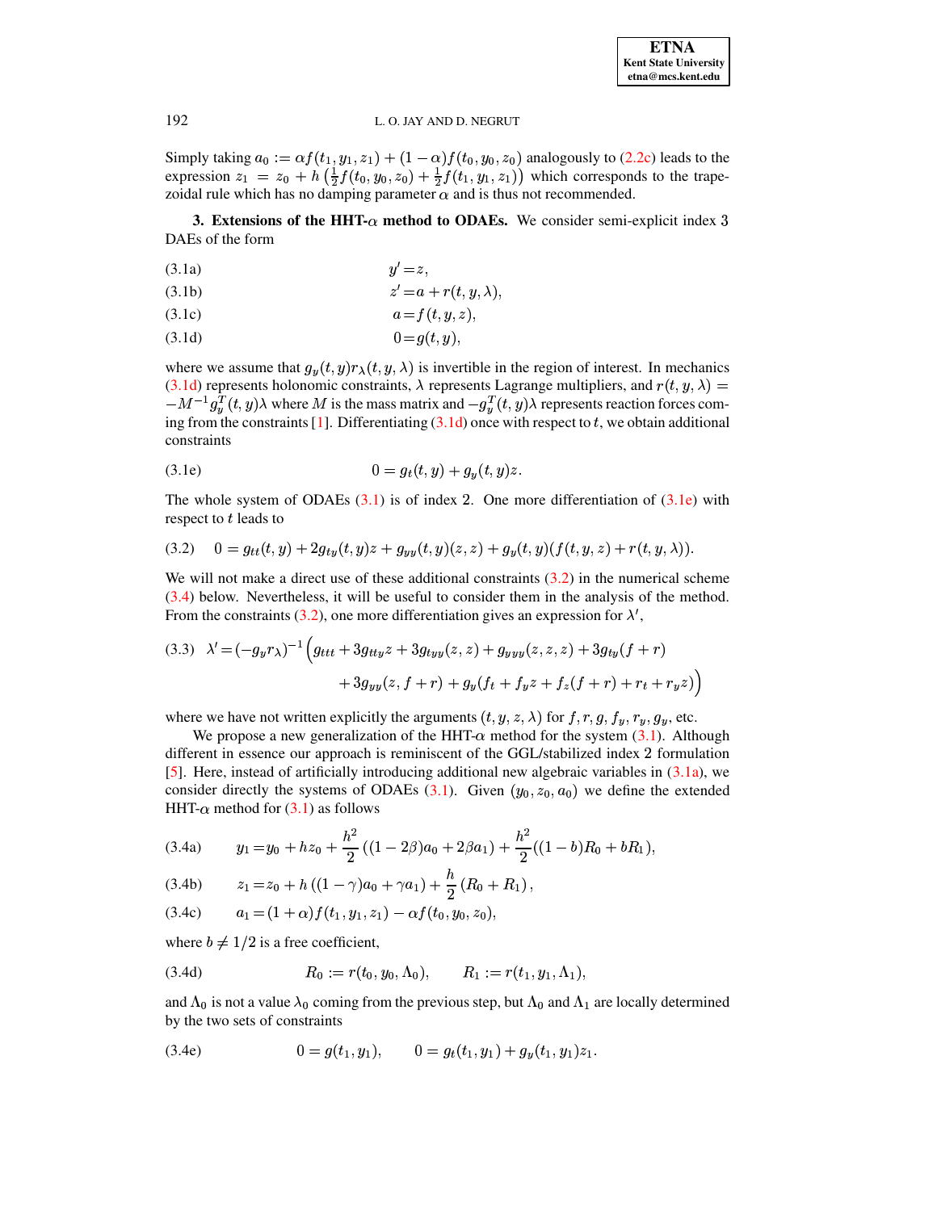Simply taking $a_0 := \alpha f(t_1, y_1, z_1) + (1-\alpha) f(t_0, y_0, z_0)$ analogously to (2.2c) leads to the expression $z_1 = z_0 + h\left(\frac{1}{2} f(t_0, y_0, z_0) + \frac{1}{2} f(t_1, y_1, z_1)\right)$ which corresponds to the trapezoidal rule which has no damping parameter $\alpha$ and is thus not recommended.

## 3. Extensions of the HHT-$\alpha$ method to ODAEs.

We consider semi-explicit index 3 DAEs of the form

$$y' = z, \tag{3.1a}$$

$$z' = a + r(t, y, \lambda), \tag{3.1b}$$

$$a = f(t, y, z), \tag{3.1c}$$

$$0 = g(t, y), \tag{3.1d}$$

where we assume that $g_y(t, y) r_\lambda(t, y, \lambda)$ is invertible in the region of interest. In mechanics (3.1d) represents holonomic constraints, $\lambda$ represents Lagrange multipliers, and $r(t, y, \lambda) = -M^{-1} g_y^T(t, y)\lambda$ where $M$ is the mass matrix and $-g_y^T(t, y)\lambda$ represents reaction forces coming from the constraints [1]. Differentiating (3.1d) once with respect to $t$, we obtain additional constraints

$$0 = g_t(t, y) + g_y(t, y) z. \tag{3.1e}$$

The whole system of ODAEs (3.1) is of index 2. One more differentiation of (3.1e) with respect to $t$ leads to

$$0 = g_{tt}(t, y) + 2 g_{ty}(t, y) z + g_{yy}(t, y)(z, z) + g_y(t, y)(f(t, y, z) + r(t, y, \lambda)). \tag{3.2}$$

We will not make a direct use of these additional constraints (3.2) in the numerical scheme (3.4) below. Nevertheless, it will be useful to consider them in the analysis of the method. From the constraints (3.2), one more differentiation gives an expression for $\lambda'$,

$$\begin{aligned}\lambda' = (-g_y r_\lambda)^{-1}\Big(&g_{ttt} + 3 g_{tty} z + 3 g_{tyy}(z, z) + g_{yyy}(z, z, z) + 3 g_{ty}(f + r) \\ &+ 3 g_{yy}(z, f + r) + g_y(f_t + f_y z + f_z(f + r) + r_t + r_y z)\Big)\end{aligned} \tag{3.3}$$

where we have not written explicitly the arguments $(t, y, z, \lambda)$ for $f, r, g, f_y, r_y, g_y$, etc.

We propose a new generalization of the HHT-$\alpha$ method for the system (3.1). Although different in essence our approach is reminiscent of the GGL/stabilized index 2 formulation [5]. Here, instead of artificially introducing additional new algebraic variables in (3.1a), we consider directly the systems of ODAEs (3.1). Given $(y_0, z_0, a_0)$ we define the extended HHT-$\alpha$ method for (3.1) as follows

$$y_1 = y_0 + h z_0 + \frac{h^2}{2}((1 - 2\beta) a_0 + 2\beta a_1) + \frac{h^2}{2}((1 - b) R_0 + b R_1), \tag{3.4a}$$

$$z_1 = z_0 + h((1 - \gamma) a_0 + \gamma a_1) + \frac{h}{2}(R_0 + R_1), \tag{3.4b}$$

$$a_1 = (1 + \alpha) f(t_1, y_1, z_1) - \alpha f(t_0, y_0, z_0), \tag{3.4c}$$

where $b \neq 1/2$ is a free coefficient,

$$R_0 := r(t_0, y_0, \Lambda_0), \qquad R_1 := r(t_1, y_1, \Lambda_1), \tag{3.4d}$$

and $\Lambda_0$ is not a value $\lambda_0$ coming from the previous step, but $\Lambda_0$ and $\Lambda_1$ are locally determined by the two sets of constraints

$$0 = g(t_1, y_1), \qquad 0 = g_t(t_1, y_1) + g_y(t_1, y_1) z_1. \tag{3.4e}$$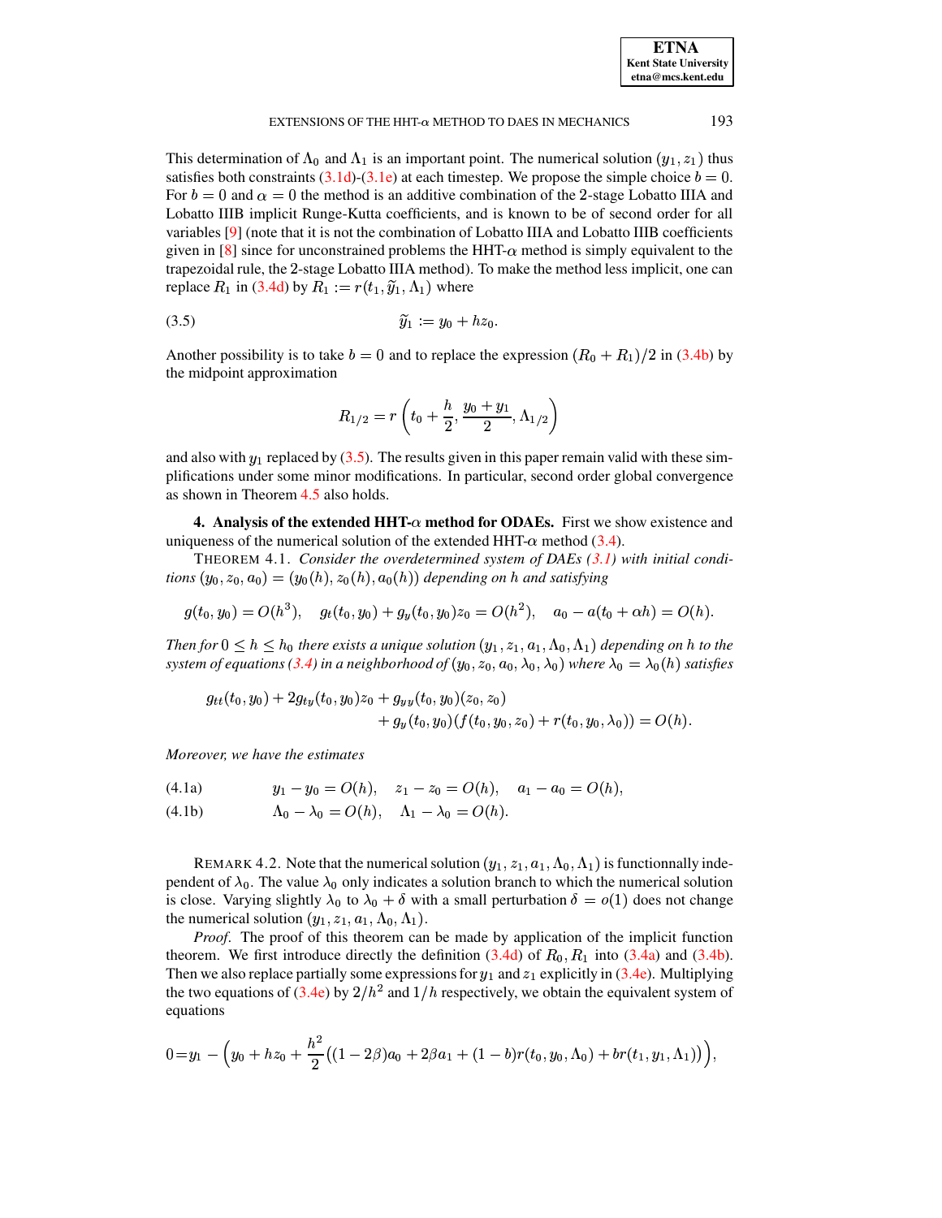This determination of $\Lambda_0$ and $\Lambda_1$ is an important point. The numerical solution $(y_1, z_1)$ thus satisfies both constraints (3.1d)-(3.1e) at each timestep. We propose the simple choice $b = 0$. For $b = 0$ and $\alpha = 0$ the method is an additive combination of the 2-stage Lobatto IIIA and Lobatto IIIB implicit Runge-Kutta coefficients, and is known to be of second order for all variables [9] (note that it is not the combination of Lobatto IIIA and Lobatto IIIB coefficients given in [8] since for unconstrained problems the HHT-$\alpha$ method is simply equivalent to the trapezoidal rule, the 2-stage Lobatto IIIA method). To make the method less implicit, one can replace $R_1$ in (3.4d) by $R_1 := r(t_1, \widetilde{y}_1, \Lambda_1)$ where

$$\widetilde{y}_1 := y_0 + hz_0. \tag{3.5}$$

Another possibility is to take $b = 0$ and to replace the expression $(R_0 + R_1)/2$ in (3.4b) by the midpoint approximation

$$R_{1/2} = r\left(t_0 + \frac{h}{2}, \frac{y_0 + y_1}{2}, \Lambda_{1/2}\right)$$

and also with $y_1$ replaced by (3.5). The results given in this paper remain valid with these simplifications under some minor modifications. In particular, second order global convergence as shown in Theorem 4.5 also holds.

## 4. Analysis of the extended HHT-$\alpha$ method for ODAEs.

First we show existence and uniqueness of the numerical solution of the extended HHT-$\alpha$ method (3.4).

THEOREM 4.1. *Consider the overdetermined system of DAEs (3.1) with initial conditions $(y_0, z_0, a_0) = (y_0(h), z_0(h), a_0(h))$ depending on $h$ and satisfying*

$$g(t_0, y_0) = O(h^3), \quad g_t(t_0, y_0) + g_y(t_0, y_0)z_0 = O(h^2), \quad a_0 - a(t_0 + \alpha h) = O(h).$$

*Then for $0 \le h \le h_0$ there exists a unique solution $(y_1, z_1, a_1, \Lambda_0, \Lambda_1)$ depending on $h$ to the system of equations (3.4) in a neighborhood of $(y_0, z_0, a_0, \lambda_0, \lambda_0)$ where $\lambda_0 = \lambda_0(h)$ satisfies*

$$\begin{aligned} g_{tt}(t_0, y_0) + 2g_{ty}(t_0, y_0)z_0 + g_{yy}(t_0, y_0)(z_0, z_0) \\ + g_y(t_0, y_0)(f(t_0, y_0, z_0) + r(t_0, y_0, \lambda_0)) = O(h). \end{aligned}$$

*Moreover, we have the estimates*

$$y_1 - y_0 = O(h), \quad z_1 - z_0 = O(h), \quad a_1 - a_0 = O(h), \tag{4.1a}$$

$$\Lambda_0 - \lambda_0 = O(h), \quad \Lambda_1 - \lambda_0 = O(h). \tag{4.1b}$$

REMARK 4.2. Note that the numerical solution $(y_1, z_1, a_1, \Lambda_0, \Lambda_1)$ is functionnally independent of $\lambda_0$. The value $\lambda_0$ only indicates a solution branch to which the numerical solution is close. Varying slightly $\lambda_0$ to $\lambda_0 + \delta$ with a small perturbation $\delta = o(1)$ does not change the numerical solution $(y_1, z_1, a_1, \Lambda_0, \Lambda_1)$.

*Proof*. The proof of this theorem can be made by application of the implicit function theorem. We first introduce directly the definition (3.4d) of $R_0, R_1$ into (3.4a) and (3.4b). Then we also replace partially some expressions for $y_1$ and $z_1$ explicitly in (3.4e). Multiplying the two equations of (3.4e) by $2/h^2$ and $1/h$ respectively, we obtain the equivalent system of equations

$$0 = y_1 - \Big(y_0 + hz_0 + \frac{h^2}{2}\big((1-2\beta)a_0 + 2\beta a_1 + (1-b)r(t_0, y_0, \Lambda_0) + br(t_1, y_1, \Lambda_1)\big)\Big),$$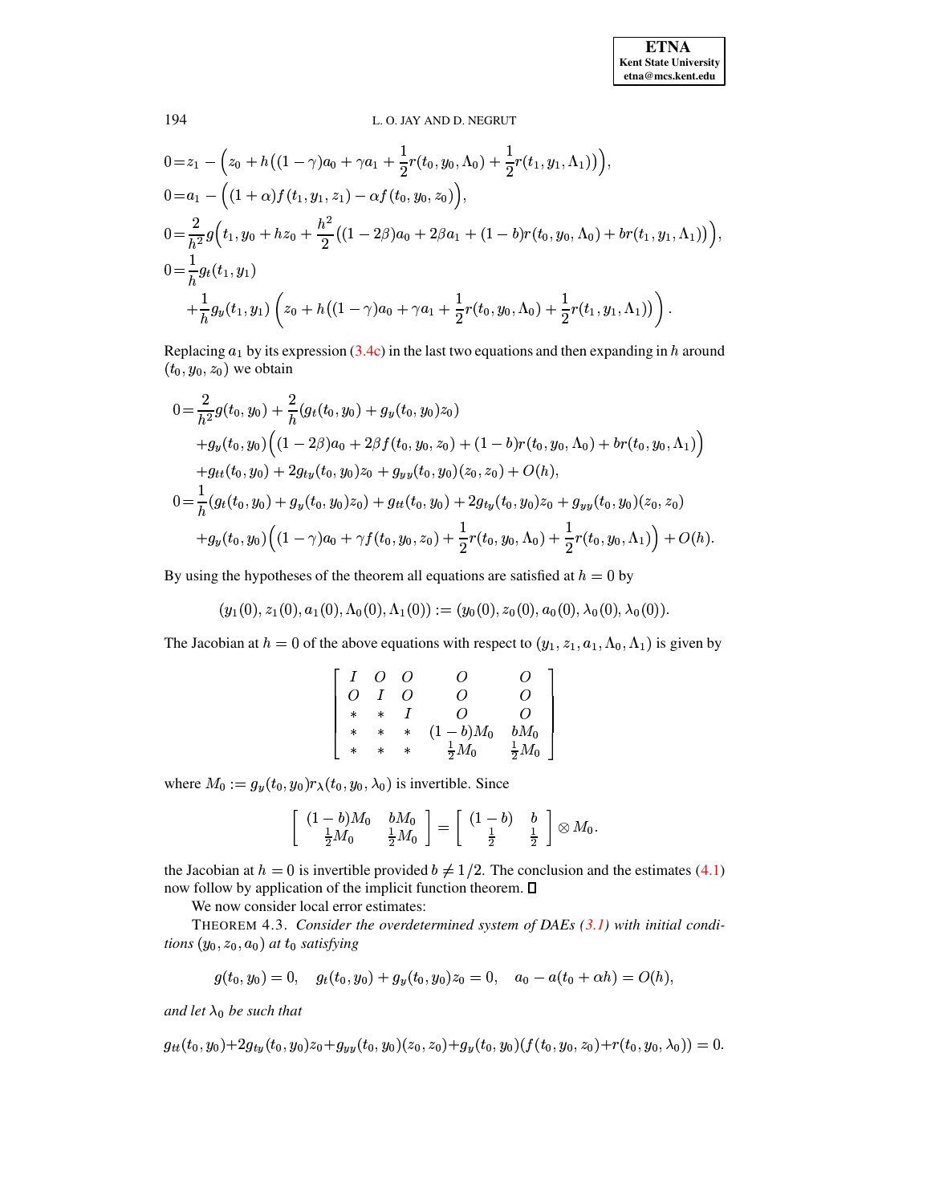$$
\begin{aligned}
0 &= z_1 - \Big(z_0 + h\big((1-\gamma)a_0 + \gamma a_1 + \frac{1}{2}r(t_0,y_0,\Lambda_0) + \frac{1}{2}r(t_1,y_1,\Lambda_1)\big)\Big),\\
0 &= a_1 - \Big((1+\alpha)f(t_1,y_1,z_1) - \alpha f(t_0,y_0,z_0)\Big),\\
0 &= \frac{2}{h^2}g\Big(t_1, y_0 + hz_0 + \frac{h^2}{2}\big((1-2\beta)a_0 + 2\beta a_1 + (1-b)r(t_0,y_0,\Lambda_0) + br(t_1,y_1,\Lambda_1)\big)\Big),\\
0 &= \frac{1}{h}g_t(t_1,y_1)\\
&\quad + \frac{1}{h}g_y(t_1,y_1)\left(z_0 + h\big((1-\gamma)a_0 + \gamma a_1 + \frac{1}{2}r(t_0,y_0,\Lambda_0) + \frac{1}{2}r(t_1,y_1,\Lambda_1)\big)\right).
\end{aligned}
$$

Replacing $a_1$ by its expression (3.4c) in the last two equations and then expanding in $h$ around $(t_0, y_0, z_0)$ we obtain

$$
\begin{aligned}
0 &= \frac{2}{h^2}g(t_0,y_0) + \frac{2}{h}(g_t(t_0,y_0) + g_y(t_0,y_0)z_0)\\
&\quad + g_y(t_0,y_0)\Big((1-2\beta)a_0 + 2\beta f(t_0,y_0,z_0) + (1-b)r(t_0,y_0,\Lambda_0) + br(t_0,y_0,\Lambda_1)\Big)\\
&\quad + g_{tt}(t_0,y_0) + 2g_{ty}(t_0,y_0)z_0 + g_{yy}(t_0,y_0)(z_0,z_0) + O(h),\\
0 &= \frac{1}{h}(g_t(t_0,y_0) + g_y(t_0,y_0)z_0) + g_{tt}(t_0,y_0) + 2g_{ty}(t_0,y_0)z_0 + g_{yy}(t_0,y_0)(z_0,z_0)\\
&\quad + g_y(t_0,y_0)\Big((1-\gamma)a_0 + \gamma f(t_0,y_0,z_0) + \frac{1}{2}r(t_0,y_0,\Lambda_0) + \frac{1}{2}r(t_0,y_0,\Lambda_1)\Big) + O(h).
\end{aligned}
$$

By using the hypotheses of the theorem all equations are satisfied at $h = 0$ by

$$
(y_1(0), z_1(0), a_1(0), \Lambda_0(0), \Lambda_1(0)) := (y_0(0), z_0(0), a_0(0), \lambda_0(0), \lambda_0(0)).
$$

The Jacobian at $h = 0$ of the above equations with respect to $(y_1, z_1, a_1, \Lambda_0, \Lambda_1)$ is given by

$$
\begin{bmatrix}
I & O & O & O & O\\
O & I & O & O & O\\
* & * & I & O & O\\
* & * & * & (1-b)M_0 & bM_0\\
* & * & * & \frac{1}{2}M_0 & \frac{1}{2}M_0
\end{bmatrix}
$$

where $M_0 := g_y(t_0, y_0)r_\lambda(t_0, y_0, \lambda_0)$ is invertible. Since

$$
\begin{bmatrix}
(1-b)M_0 & bM_0\\
\frac{1}{2}M_0 & \frac{1}{2}M_0
\end{bmatrix}
=
\begin{bmatrix}
(1-b) & b\\
\frac{1}{2} & \frac{1}{2}
\end{bmatrix}
\otimes M_0.
$$

the Jacobian at $h = 0$ is invertible provided $b \neq 1/2$. The conclusion and the estimates (4.1) now follow by application of the implicit function theorem. $\square$

We now consider local error estimates:

THEOREM 4.3. *Consider the overdetermined system of DAEs (3.1) with initial conditions $(y_0, z_0, a_0)$ at $t_0$ satisfying*

$$
g(t_0, y_0) = 0, \quad g_t(t_0, y_0) + g_y(t_0, y_0)z_0 = 0, \quad a_0 - a(t_0 + \alpha h) = O(h),
$$

*and let $\lambda_0$ be such that*

$$
g_{tt}(t_0,y_0) + 2g_{ty}(t_0,y_0)z_0 + g_{yy}(t_0,y_0)(z_0,z_0) + g_y(t_0,y_0)(f(t_0,y_0,z_0) + r(t_0,y_0,\lambda_0)) = 0.
$$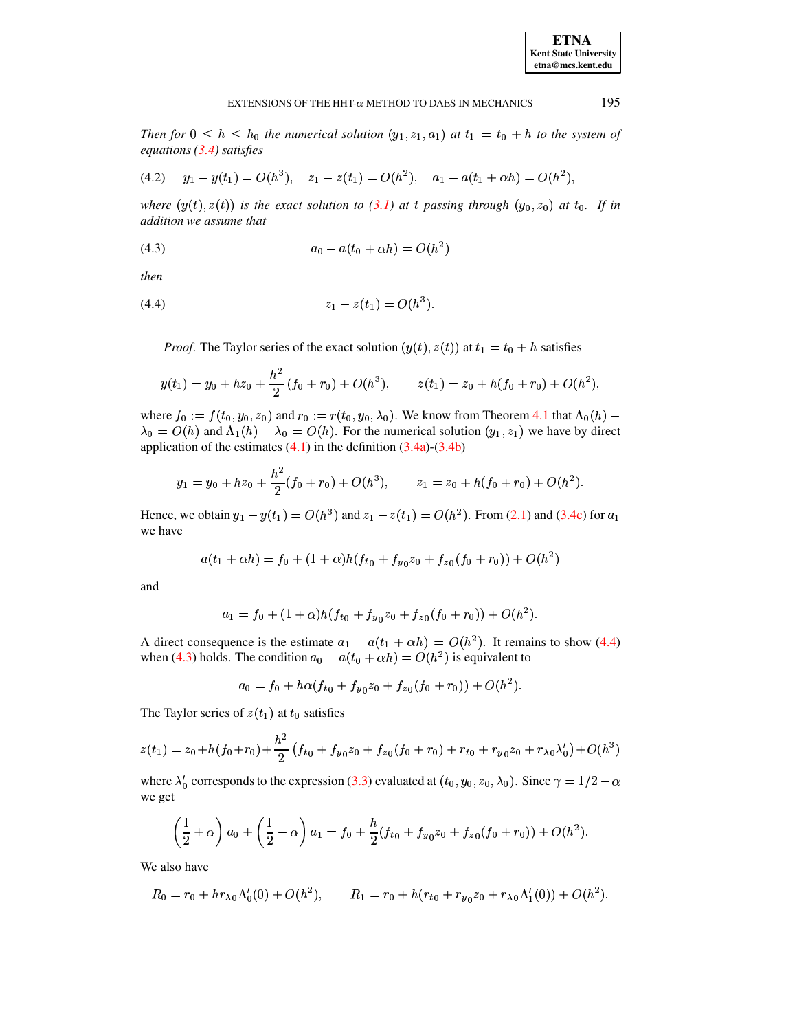*Then for $0 \leq h \leq h_0$ the numerical solution $(y_1, z_1, a_1)$ at $t_1 = t_0 + h$ to the system of equations (3.4) satisfies*

$$y_1 - y(t_1) = O(h^3), \quad z_1 - z(t_1) = O(h^2), \quad a_1 - a(t_1 + \alpha h) = O(h^2), \tag{4.2}$$

*where $(y(t), z(t))$ is the exact solution to (3.1) at $t$ passing through $(y_0, z_0)$ at $t_0$. If in addition we assume that*

$$a_0 - a(t_0 + \alpha h) = O(h^2) \tag{4.3}$$

*then*

$$z_1 - z(t_1) = O(h^3). \tag{4.4}$$

*Proof.* The Taylor series of the exact solution $(y(t), z(t))$ at $t_1 = t_0 + h$ satisfies

$$y(t_1) = y_0 + hz_0 + \frac{h^2}{2}(f_0 + r_0) + O(h^3), \qquad z(t_1) = z_0 + h(f_0 + r_0) + O(h^2),$$

where $f_0 := f(t_0, y_0, z_0)$ and $r_0 := r(t_0, y_0, \lambda_0)$. We know from Theorem 4.1 that $\Lambda_0(h) - \lambda_0 = O(h)$ and $\Lambda_1(h) - \lambda_0 = O(h)$. For the numerical solution $(y_1, z_1)$ we have by direct application of the estimates (4.1) in the definition (3.4a)-(3.4b)

$$y_1 = y_0 + hz_0 + \frac{h^2}{2}(f_0 + r_0) + O(h^3), \qquad z_1 = z_0 + h(f_0 + r_0) + O(h^2).$$

Hence, we obtain $y_1 - y(t_1) = O(h^3)$ and $z_1 - z(t_1) = O(h^2)$. From (2.1) and (3.4c) for $a_1$ we have

$$a(t_1 + \alpha h) = f_0 + (1 + \alpha)h(f_{t0} + f_{y0}z_0 + f_{z0}(f_0 + r_0)) + O(h^2)$$

and

$$a_1 = f_0 + (1 + \alpha)h(f_{t0} + f_{y0}z_0 + f_{z0}(f_0 + r_0)) + O(h^2).$$

A direct consequence is the estimate $a_1 - a(t_1 + \alpha h) = O(h^2)$. It remains to show (4.4) when (4.3) holds. The condition $a_0 - a(t_0 + \alpha h) = O(h^2)$ is equivalent to

$$a_0 = f_0 + h\alpha(f_{t0} + f_{y0}z_0 + f_{z0}(f_0 + r_0)) + O(h^2).$$

The Taylor series of $z(t_1)$ at $t_0$ satisfies

$$z(t_1) = z_0 + h(f_0 + r_0) + \frac{h^2}{2}\left(f_{t0} + f_{y0}z_0 + f_{z0}(f_0 + r_0) + r_{t0} + r_{y0}z_0 + r_{\lambda 0}\lambda_0'\right) + O(h^3)$$

where $\lambda_0'$ corresponds to the expression (3.3) evaluated at $(t_0, y_0, z_0, \lambda_0)$. Since $\gamma = 1/2 - \alpha$ we get

$$\left(\frac{1}{2} + \alpha\right)a_0 + \left(\frac{1}{2} - \alpha\right)a_1 = f_0 + \frac{h}{2}(f_{t0} + f_{y0}z_0 + f_{z0}(f_0 + r_0)) + O(h^2).$$

We also have

$$R_0 = r_0 + hr_{\lambda 0}\Lambda_0'(0) + O(h^2), \qquad R_1 = r_0 + h(r_{t0} + r_{y0}z_0 + r_{\lambda 0}\Lambda_1'(0)) + O(h^2).$$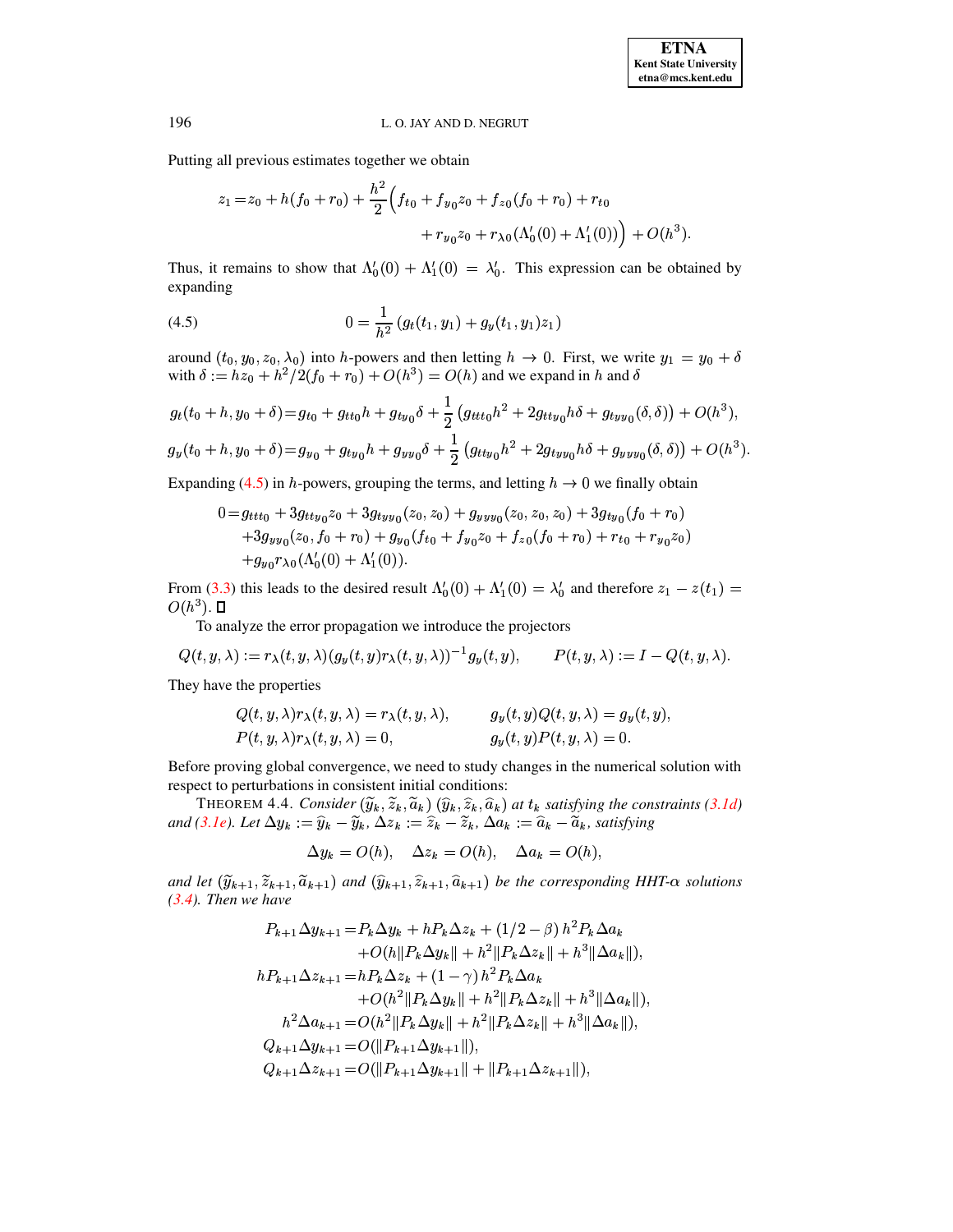Putting all previous estimates together we obtain

$$
\begin{aligned}
z_1 = z_0 + h(f_0 + r_0) + \frac{h^2}{2}\Big( & f_{t0} + f_{y_0} z_0 + f_{z0}(f_0 + r_0) + r_{t0} \\
& + r_{y_0} z_0 + r_{\lambda 0}(\Lambda_0'(0) + \Lambda_1'(0))\Big) + O(h^3).
\end{aligned}
$$

Thus, it remains to show that $\Lambda_0'(0) + \Lambda_1'(0) = \lambda_0'$. This expression can be obtained by expanding

$$
0 = \frac{1}{h^2}\left(g_t(t_1, y_1) + g_y(t_1, y_1) z_1\right) \tag{4.5}
$$

around $(t_0, y_0, z_0, \lambda_0)$ into $h$-powers and then letting $h \to 0$. First, we write $y_1 = y_0 + \delta$ with $\delta := h z_0 + h^2/2(f_0 + r_0) + O(h^3) = O(h)$ and we expand in $h$ and $\delta$

$$
g_t(t_0 + h, y_0 + \delta) = g_{t0} + g_{tt0} h + g_{ty_0}\delta + \frac{1}{2}\left(g_{ttt0} h^2 + 2 g_{tty_0} h\delta + g_{tyy_0}(\delta, \delta)\right) + O(h^3),
$$

$$
g_y(t_0 + h, y_0 + \delta) = g_{y_0} + g_{ty_0} h + g_{yy_0}\delta + \frac{1}{2}\left(g_{tty_0} h^2 + 2 g_{tyy_0} h\delta + g_{yyy_0}(\delta, \delta)\right) + O(h^3).
$$

Expanding (4.5) in $h$-powers, grouping the terms, and letting $h \to 0$ we finally obtain

$$
\begin{aligned}
0 = & \, g_{ttt0} + 3 g_{tty_0} z_0 + 3 g_{tyy_0}(z_0, z_0) + g_{yyy_0}(z_0, z_0, z_0) + 3 g_{ty_0}(f_0 + r_0) \\
& + 3 g_{yy_0}(z_0, f_0 + r_0) + g_{y_0}(f_{t0} + f_{y_0} z_0 + f_{z0}(f_0 + r_0) + r_{t0} + r_{y_0} z_0) \\
& + g_{y_0} r_{\lambda 0}(\Lambda_0'(0) + \Lambda_1'(0)).
\end{aligned}
$$

From (3.3) this leads to the desired result $\Lambda_0'(0) + \Lambda_1'(0) = \lambda_0'$ and therefore $z_1 - z(t_1) = O(h^3)$. $\square$

To analyze the error propagation we introduce the projectors

$$
Q(t, y, \lambda) := r_\lambda(t, y, \lambda)(g_y(t, y) r_\lambda(t, y, \lambda))^{-1} g_y(t, y), \qquad P(t, y, \lambda) := I - Q(t, y, \lambda).
$$

They have the properties

$$
\begin{aligned}
& Q(t, y, \lambda) r_\lambda(t, y, \lambda) = r_\lambda(t, y, \lambda), \qquad && g_y(t, y) Q(t, y, \lambda) = g_y(t, y), \\
& P(t, y, \lambda) r_\lambda(t, y, \lambda) = 0, && g_y(t, y) P(t, y, \lambda) = 0.
\end{aligned}
$$

Before proving global convergence, we need to study changes in the numerical solution with respect to perturbations in consistent initial conditions:

THEOREM 4.4. *Consider* $(\widetilde{y}_k, \widetilde{z}_k, \widetilde{a}_k)$ $(\widehat{y}_k, \widehat{z}_k, \widehat{a}_k)$ *at* $t_k$ *satisfying the constraints (3.1d) and (3.1e). Let* $\Delta y_k := \widehat{y}_k - \widetilde{y}_k$, $\Delta z_k := \widehat{z}_k - \widetilde{z}_k$, $\Delta a_k := \widehat{a}_k - \widetilde{a}_k$, *satisfying*

$$
\Delta y_k = O(h), \quad \Delta z_k = O(h), \quad \Delta a_k = O(h),
$$

*and let* $(\widetilde{y}_{k+1}, \widetilde{z}_{k+1}, \widetilde{a}_{k+1})$ *and* $(\widehat{y}_{k+1}, \widehat{z}_{k+1}, \widehat{a}_{k+1})$ *be the corresponding HHT-*$\alpha$ *solutions (3.4). Then we have*

$$
\begin{aligned}
P_{k+1}\Delta y_{k+1} = & \, P_k \Delta y_k + h P_k \Delta z_k + (1/2 - \beta)\, h^2 P_k \Delta a_k \\
& + O(h\|P_k \Delta y_k\| + h^2\|P_k \Delta z_k\| + h^3\|\Delta a_k\|), \\
h P_{k+1}\Delta z_{k+1} = & \, h P_k \Delta z_k + (1 - \gamma)\, h^2 P_k \Delta a_k \\
& + O(h^2\|P_k \Delta y_k\| + h^2\|P_k \Delta z_k\| + h^3\|\Delta a_k\|), \\
h^2 \Delta a_{k+1} = & \, O(h^2\|P_k \Delta y_k\| + h^2\|P_k \Delta z_k\| + h^3\|\Delta a_k\|), \\
Q_{k+1}\Delta y_{k+1} = & \, O(\|P_{k+1}\Delta y_{k+1}\|), \\
Q_{k+1}\Delta z_{k+1} = & \, O(\|P_{k+1}\Delta y_{k+1}\| + \|P_{k+1}\Delta z_{k+1}\|),
\end{aligned}
$$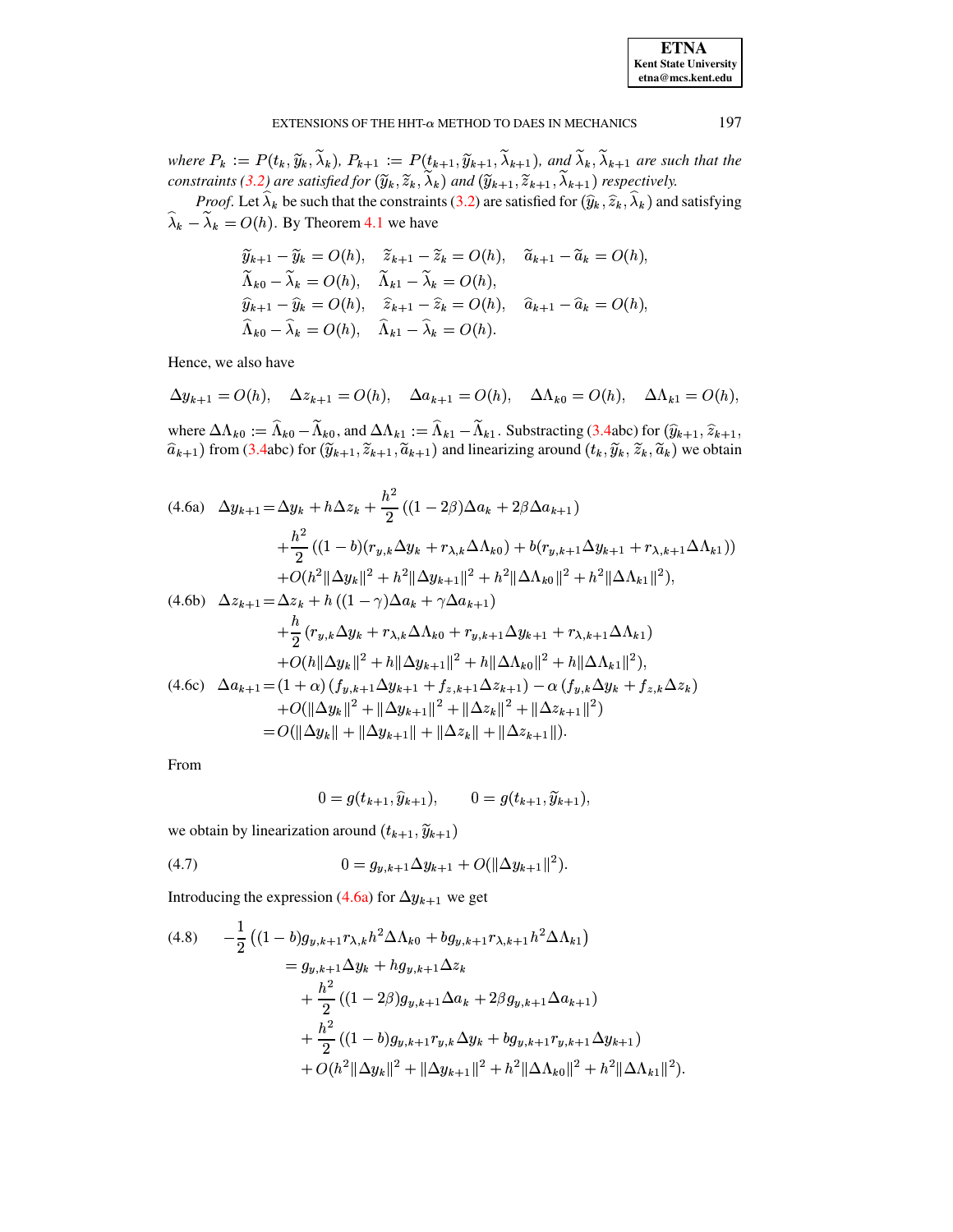*where $P_k := P(t_k, \widetilde{y}_k, \widetilde{\lambda}_k)$, $P_{k+1} := P(t_{k+1}, \widetilde{y}_{k+1}, \widetilde{\lambda}_{k+1})$, and $\widetilde{\lambda}_k, \widetilde{\lambda}_{k+1}$ are such that the constraints (3.2) are satisfied for $(\widetilde{y}_k, \widetilde{z}_k, \widetilde{\lambda}_k)$ and $(\widetilde{y}_{k+1}, \widetilde{z}_{k+1}, \widetilde{\lambda}_{k+1})$ respectively.*

*Proof.* Let $\widehat{\lambda}_k$ be such that the constraints (3.2) are satisfied for $(\widehat{y}_k, \widehat{z}_k, \widehat{\lambda}_k)$ and satisfying $\widehat{\lambda}_k - \widetilde{\lambda}_k = O(h)$. By Theorem 4.1 we have

$$
\begin{aligned}
&\widetilde{y}_{k+1} - \widetilde{y}_k = O(h), \quad \widetilde{z}_{k+1} - \widetilde{z}_k = O(h), \quad \widetilde{a}_{k+1} - \widetilde{a}_k = O(h),\\
&\widetilde{\Lambda}_{k0} - \widetilde{\lambda}_k = O(h), \quad \widetilde{\Lambda}_{k1} - \widetilde{\lambda}_k = O(h),\\
&\widehat{y}_{k+1} - \widehat{y}_k = O(h), \quad \widehat{z}_{k+1} - \widehat{z}_k = O(h), \quad \widehat{a}_{k+1} - \widehat{a}_k = O(h),\\
&\widehat{\Lambda}_{k0} - \widehat{\lambda}_k = O(h), \quad \widehat{\Lambda}_{k1} - \widehat{\lambda}_k = O(h).
\end{aligned}
$$

Hence, we also have

$$
\Delta y_{k+1} = O(h), \quad \Delta z_{k+1} = O(h), \quad \Delta a_{k+1} = O(h), \quad \Delta\Lambda_{k0} = O(h), \quad \Delta\Lambda_{k1} = O(h),
$$

where $\Delta\Lambda_{k0} := \widehat{\Lambda}_{k0} - \widetilde{\Lambda}_{k0}$, and $\Delta\Lambda_{k1} := \widehat{\Lambda}_{k1} - \widetilde{\Lambda}_{k1}$. Substracting (3.4abc) for $(\widehat{y}_{k+1}, \widehat{z}_{k+1}, \widehat{a}_{k+1})$ from (3.4abc) for $(\widetilde{y}_{k+1}, \widetilde{z}_{k+1}, \widetilde{a}_{k+1})$ and linearizing around $(t_k, \widetilde{y}_k, \widetilde{z}_k, \widetilde{a}_k)$ we obtain

$$
\begin{aligned}
\text{(4.6a)}\quad \Delta y_{k+1} =& \Delta y_k + h\Delta z_k + \frac{h^2}{2}\left((1-2\beta)\Delta a_k + 2\beta\Delta a_{k+1}\right)\\
&+ \frac{h^2}{2}\left((1-b)(r_{y,k}\Delta y_k + r_{\lambda,k}\Delta\Lambda_{k0}) + b(r_{y,k+1}\Delta y_{k+1} + r_{\lambda,k+1}\Delta\Lambda_{k1})\right)\\
&+ O(h^2\|\Delta y_k\|^2 + h^2\|\Delta y_{k+1}\|^2 + h^2\|\Delta\Lambda_{k0}\|^2 + h^2\|\Delta\Lambda_{k1}\|^2),\\
\text{(4.6b)}\quad \Delta z_{k+1} =& \Delta z_k + h\left((1-\gamma)\Delta a_k + \gamma\Delta a_{k+1}\right)\\
&+ \frac{h}{2}\left(r_{y,k}\Delta y_k + r_{\lambda,k}\Delta\Lambda_{k0} + r_{y,k+1}\Delta y_{k+1} + r_{\lambda,k+1}\Delta\Lambda_{k1}\right)\\
&+ O(h\|\Delta y_k\|^2 + h\|\Delta y_{k+1}\|^2 + h\|\Delta\Lambda_{k0}\|^2 + h\|\Delta\Lambda_{k1}\|^2),\\
\text{(4.6c)}\quad \Delta a_{k+1} =& (1+\alpha)\left(f_{y,k+1}\Delta y_{k+1} + f_{z,k+1}\Delta z_{k+1}\right) - \alpha\left(f_{y,k}\Delta y_k + f_{z,k}\Delta z_k\right)\\
&+ O(\|\Delta y_k\|^2 + \|\Delta y_{k+1}\|^2 + \|\Delta z_k\|^2 + \|\Delta z_{k+1}\|^2)\\
=& O(\|\Delta y_k\| + \|\Delta y_{k+1}\| + \|\Delta z_k\| + \|\Delta z_{k+1}\|).
\end{aligned}
$$

From

$$
0 = g(t_{k+1}, \widehat{y}_{k+1}), \qquad 0 = g(t_{k+1}, \widetilde{y}_{k+1}),
$$

we obtain by linearization around $(t_{k+1}, \widetilde{y}_{k+1})$

$$
\text{(4.7)}\qquad 0 = g_{y,k+1}\Delta y_{k+1} + O(\|\Delta y_{k+1}\|^2).
$$

Introducing the expression (4.6a) for $\Delta y_{k+1}$ we get

$$
\begin{aligned}
\text{(4.8)}\quad -\frac{1}{2}&\left((1-b)g_{y,k+1}r_{\lambda,k}h^2\Delta\Lambda_{k0} + b g_{y,k+1}r_{\lambda,k+1}h^2\Delta\Lambda_{k1}\right)\\
&= g_{y,k+1}\Delta y_k + h g_{y,k+1}\Delta z_k\\
&\quad + \frac{h^2}{2}\left((1-2\beta)g_{y,k+1}\Delta a_k + 2\beta g_{y,k+1}\Delta a_{k+1}\right)\\
&\quad + \frac{h^2}{2}\left((1-b)g_{y,k+1}r_{y,k}\Delta y_k + b g_{y,k+1}r_{y,k+1}\Delta y_{k+1}\right)\\
&\quad + O(h^2\|\Delta y_k\|^2 + \|\Delta y_{k+1}\|^2 + h^2\|\Delta\Lambda_{k0}\|^2 + h^2\|\Delta\Lambda_{k1}\|^2).
\end{aligned}
$$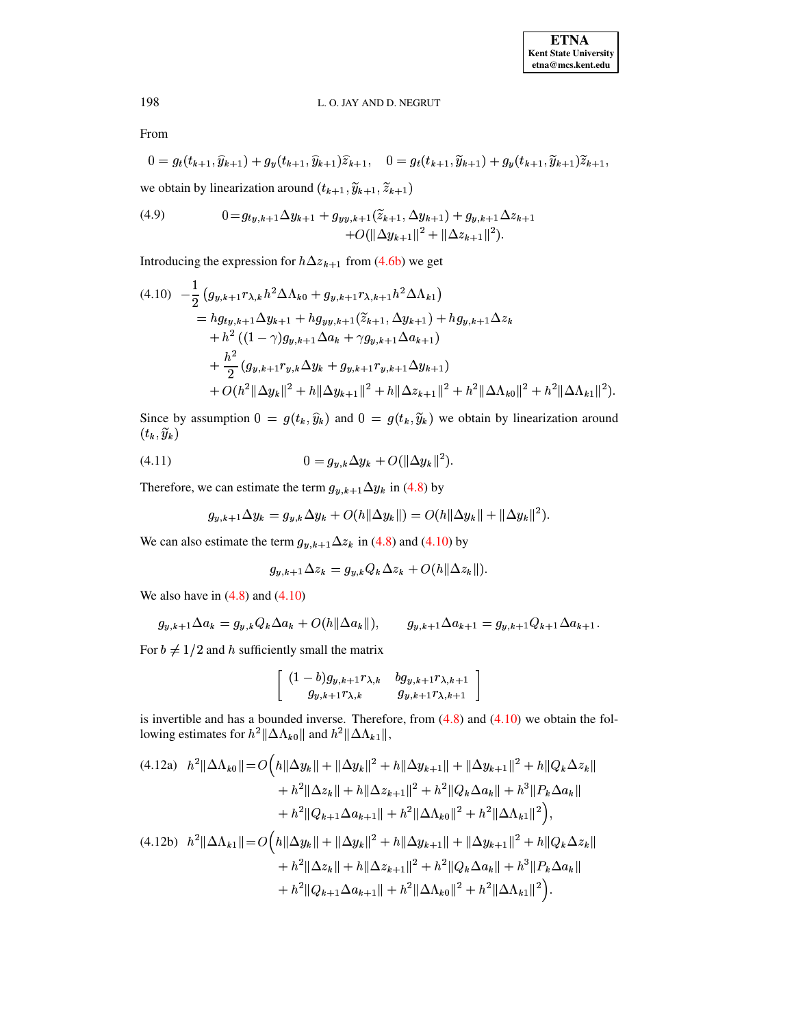From

$$0 = g_t(t_{k+1}, \widehat{y}_{k+1}) + g_y(t_{k+1}, \widehat{y}_{k+1})\widehat{z}_{k+1}, \quad 0 = g_t(t_{k+1}, \widetilde{y}_{k+1}) + g_y(t_{k+1}, \widetilde{y}_{k+1})\widetilde{z}_{k+1},$$

we obtain by linearization around $(t_{k+1}, \widetilde{y}_{k+1}, \widetilde{z}_{k+1})$

$$\begin{aligned} 0 = \; & g_{ty,k+1}\Delta y_{k+1} + g_{yy,k+1}(\widetilde{z}_{k+1}, \Delta y_{k+1}) + g_{y,k+1}\Delta z_{k+1} \\ & + O(\|\Delta y_{k+1}\|^2 + \|\Delta z_{k+1}\|^2). \end{aligned} \tag{4.9}$$

Introducing the expression for $h\Delta z_{k+1}$ from (4.6b) we get

$$\begin{aligned} & -\frac{1}{2}\left(g_{y,k+1}r_{\lambda,k}h^2\Delta\Lambda_{k0} + g_{y,k+1}r_{\lambda,k+1}h^2\Delta\Lambda_{k1}\right) \\ & = hg_{ty,k+1}\Delta y_{k+1} + hg_{yy,k+1}(\widetilde{z}_{k+1}, \Delta y_{k+1}) + hg_{y,k+1}\Delta z_k \\ & \quad + h^2\left((1-\gamma)g_{y,k+1}\Delta a_k + \gamma g_{y,k+1}\Delta a_{k+1}\right) \\ & \quad + \frac{h^2}{2}\left(g_{y,k+1}r_{y,k}\Delta y_k + g_{y,k+1}r_{y,k+1}\Delta y_{k+1}\right) \\ & \quad + O(h^2\|\Delta y_k\|^2 + h\|\Delta y_{k+1}\|^2 + h\|\Delta z_{k+1}\|^2 + h^2\|\Delta\Lambda_{k0}\|^2 + h^2\|\Delta\Lambda_{k1}\|^2). \end{aligned} \tag{4.10}$$

Since by assumption $0 = g(t_k, \widehat{y}_k)$ and $0 = g(t_k, \widetilde{y}_k)$ we obtain by linearization around $(t_k, \widetilde{y}_k)$

$$0 = g_{y,k}\Delta y_k + O(\|\Delta y_k\|^2). \tag{4.11}$$

Therefore, we can estimate the term $g_{y,k+1}\Delta y_k$ in (4.8) by

$$g_{y,k+1}\Delta y_k = g_{y,k}\Delta y_k + O(h\|\Delta y_k\|) = O(h\|\Delta y_k\| + \|\Delta y_k\|^2).$$

We can also estimate the term $g_{y,k+1}\Delta z_k$ in (4.8) and (4.10) by

$$g_{y,k+1}\Delta z_k = g_{y,k}Q_k\Delta z_k + O(h\|\Delta z_k\|).$$

We also have in (4.8) and (4.10)

$$g_{y,k+1}\Delta a_k = g_{y,k}Q_k\Delta a_k + O(h\|\Delta a_k\|), \qquad g_{y,k+1}\Delta a_{k+1} = g_{y,k+1}Q_{k+1}\Delta a_{k+1}.$$

For $b \neq 1/2$ and $h$ sufficiently small the matrix

$$\begin{bmatrix} (1-b)g_{y,k+1}r_{\lambda,k} & bg_{y,k+1}r_{\lambda,k+1} \\ g_{y,k+1}r_{\lambda,k} & g_{y,k+1}r_{\lambda,k+1} \end{bmatrix}$$

is invertible and has a bounded inverse. Therefore, from (4.8) and (4.10) we obtain the following estimates for $h^2\|\Delta\Lambda_{k0}\|$ and $h^2\|\Delta\Lambda_{k1}\|$,

$$\begin{aligned} h^2\|\Delta\Lambda_{k0}\| = O\Big( & h\|\Delta y_k\| + \|\Delta y_k\|^2 + h\|\Delta y_{k+1}\| + \|\Delta y_{k+1}\|^2 + h\|Q_k\Delta z_k\| \\ & + h^2\|\Delta z_k\| + h\|\Delta z_{k+1}\|^2 + h^2\|Q_k\Delta a_k\| + h^3\|P_k\Delta a_k\| \\ & + h^2\|Q_{k+1}\Delta a_{k+1}\| + h^2\|\Delta\Lambda_{k0}\|^2 + h^2\|\Delta\Lambda_{k1}\|^2\Big), \end{aligned} \tag{4.12a}$$

$$\begin{aligned} h^2\|\Delta\Lambda_{k1}\| = O\Big( & h\|\Delta y_k\| + \|\Delta y_k\|^2 + h\|\Delta y_{k+1}\| + \|\Delta y_{k+1}\|^2 + h\|Q_k\Delta z_k\| \\ & + h^2\|\Delta z_k\| + h\|\Delta z_{k+1}\|^2 + h^2\|Q_k\Delta a_k\| + h^3\|P_k\Delta a_k\| \\ & + h^2\|Q_{k+1}\Delta a_{k+1}\| + h^2\|\Delta\Lambda_{k0}\|^2 + h^2\|\Delta\Lambda_{k1}\|^2\Big). \end{aligned} \tag{4.12b}$$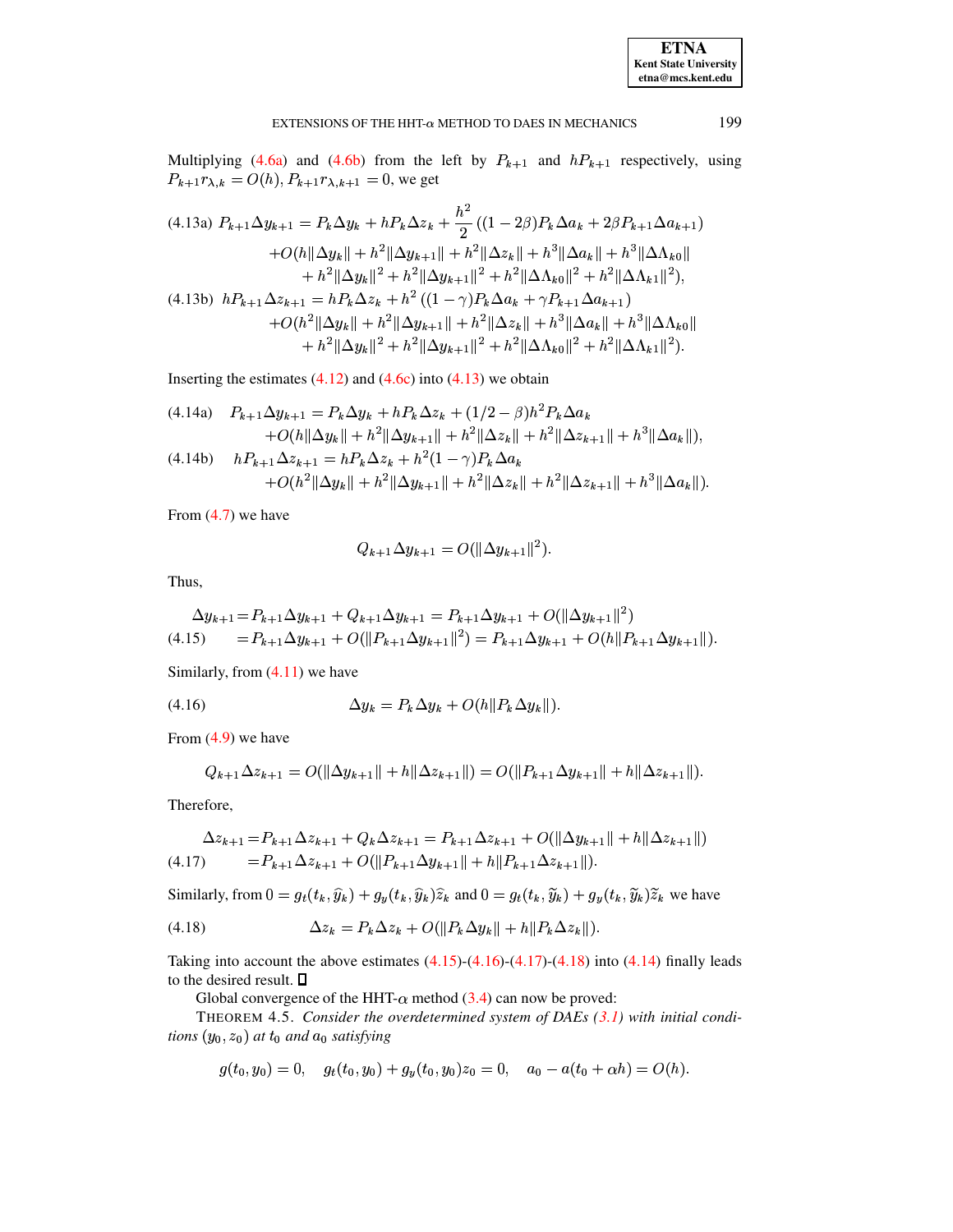Multiplying (4.6a) and (4.6b) from the left by $P_{k+1}$ and $hP_{k+1}$ respectively, using $P_{k+1} r_{\lambda,k} = O(h)$, $P_{k+1} r_{\lambda,k+1} = 0$, we get

$$
\begin{aligned}
\text{(4.13a)}\quad P_{k+1}\Delta y_{k+1} &= P_k \Delta y_k + hP_k \Delta z_k + \frac{h^2}{2}\left((1-2\beta)P_k \Delta a_k + 2\beta P_{k+1}\Delta a_{k+1}\right) \\
&\quad + O(h\|\Delta y_k\| + h^2\|\Delta y_{k+1}\| + h^2\|\Delta z_k\| + h^3\|\Delta a_k\| + h^3\|\Delta\Lambda_{k0}\| \\
&\qquad + h^2\|\Delta y_k\|^2 + h^2\|\Delta y_{k+1}\|^2 + h^2\|\Delta\Lambda_{k0}\|^2 + h^2\|\Delta\Lambda_{k1}\|^2), \\
\text{(4.13b)}\quad hP_{k+1}\Delta z_{k+1} &= hP_k \Delta z_k + h^2\left((1-\gamma)P_k \Delta a_k + \gamma P_{k+1}\Delta a_{k+1}\right) \\
&\quad + O(h^2\|\Delta y_k\| + h^2\|\Delta y_{k+1}\| + h^2\|\Delta z_k\| + h^3\|\Delta a_k\| + h^3\|\Delta\Lambda_{k0}\| \\
&\qquad + h^2\|\Delta y_k\|^2 + h^2\|\Delta y_{k+1}\|^2 + h^2\|\Delta\Lambda_{k0}\|^2 + h^2\|\Delta\Lambda_{k1}\|^2).
\end{aligned}
$$

Inserting the estimates (4.12) and (4.6c) into (4.13) we obtain

$$
\begin{aligned}
\text{(4.14a)}\quad P_{k+1}\Delta y_{k+1} &= P_k \Delta y_k + hP_k \Delta z_k + (1/2-\beta)h^2 P_k \Delta a_k \\
&\quad + O(h\|\Delta y_k\| + h^2\|\Delta y_{k+1}\| + h^2\|\Delta z_k\| + h^2\|\Delta z_{k+1}\| + h^3\|\Delta a_k\|), \\
\text{(4.14b)}\quad hP_{k+1}\Delta z_{k+1} &= hP_k \Delta z_k + h^2(1-\gamma)P_k \Delta a_k \\
&\quad + O(h^2\|\Delta y_k\| + h^2\|\Delta y_{k+1}\| + h^2\|\Delta z_k\| + h^2\|\Delta z_{k+1}\| + h^3\|\Delta a_k\|).
\end{aligned}
$$

From (4.7) we have

$$
Q_{k+1}\Delta y_{k+1} = O(\|\Delta y_{k+1}\|^2).
$$

Thus,

$$
\begin{aligned}
\Delta y_{k+1} &= P_{k+1}\Delta y_{k+1} + Q_{k+1}\Delta y_{k+1} = P_{k+1}\Delta y_{k+1} + O(\|\Delta y_{k+1}\|^2) \\
\text{(4.15)}\qquad &= P_{k+1}\Delta y_{k+1} + O(\|P_{k+1}\Delta y_{k+1}\|^2) = P_{k+1}\Delta y_{k+1} + O(h\|P_{k+1}\Delta y_{k+1}\|).
\end{aligned}
$$

Similarly, from (4.11) we have

$$
\text{(4.16)}\qquad \Delta y_k = P_k \Delta y_k + O(h\|P_k \Delta y_k\|).
$$

From (4.9) we have

$$
Q_{k+1}\Delta z_{k+1} = O(\|\Delta y_{k+1}\| + h\|\Delta z_{k+1}\|) = O(\|P_{k+1}\Delta y_{k+1}\| + h\|\Delta z_{k+1}\|).
$$

Therefore,

$$
\begin{aligned}
\Delta z_{k+1} &= P_{k+1}\Delta z_{k+1} + Q_k \Delta z_{k+1} = P_{k+1}\Delta z_{k+1} + O(\|\Delta y_{k+1}\| + h\|\Delta z_{k+1}\|) \\
\text{(4.17)}\qquad &= P_{k+1}\Delta z_{k+1} + O(\|P_{k+1}\Delta y_{k+1}\| + h\|P_{k+1}\Delta z_{k+1}\|).
\end{aligned}
$$

Similarly, from $0 = g_t(t_k, \widehat{y}_k) + g_y(t_k, \widehat{y}_k)\widehat{z}_k$ and $0 = g_t(t_k, \widetilde{y}_k) + g_y(t_k, \widetilde{y}_k)\widetilde{z}_k$ we have

$$
\text{(4.18)}\qquad \Delta z_k = P_k \Delta z_k + O(\|P_k \Delta y_k\| + h\|P_k \Delta z_k\|).
$$

Taking into account the above estimates (4.15)-(4.16)-(4.17)-(4.18) into (4.14) finally leads to the desired result. ☐

Global convergence of the HHT-$\alpha$ method (3.4) can now be proved:

THEOREM 4.5. *Consider the overdetermined system of DAEs (3.1) with initial conditions $(y_0, z_0)$ at $t_0$ and $a_0$ satisfying*

$$
g(t_0, y_0) = 0, \quad g_t(t_0, y_0) + g_y(t_0, y_0)z_0 = 0, \quad a_0 - a(t_0 + \alpha h) = O(h).
$$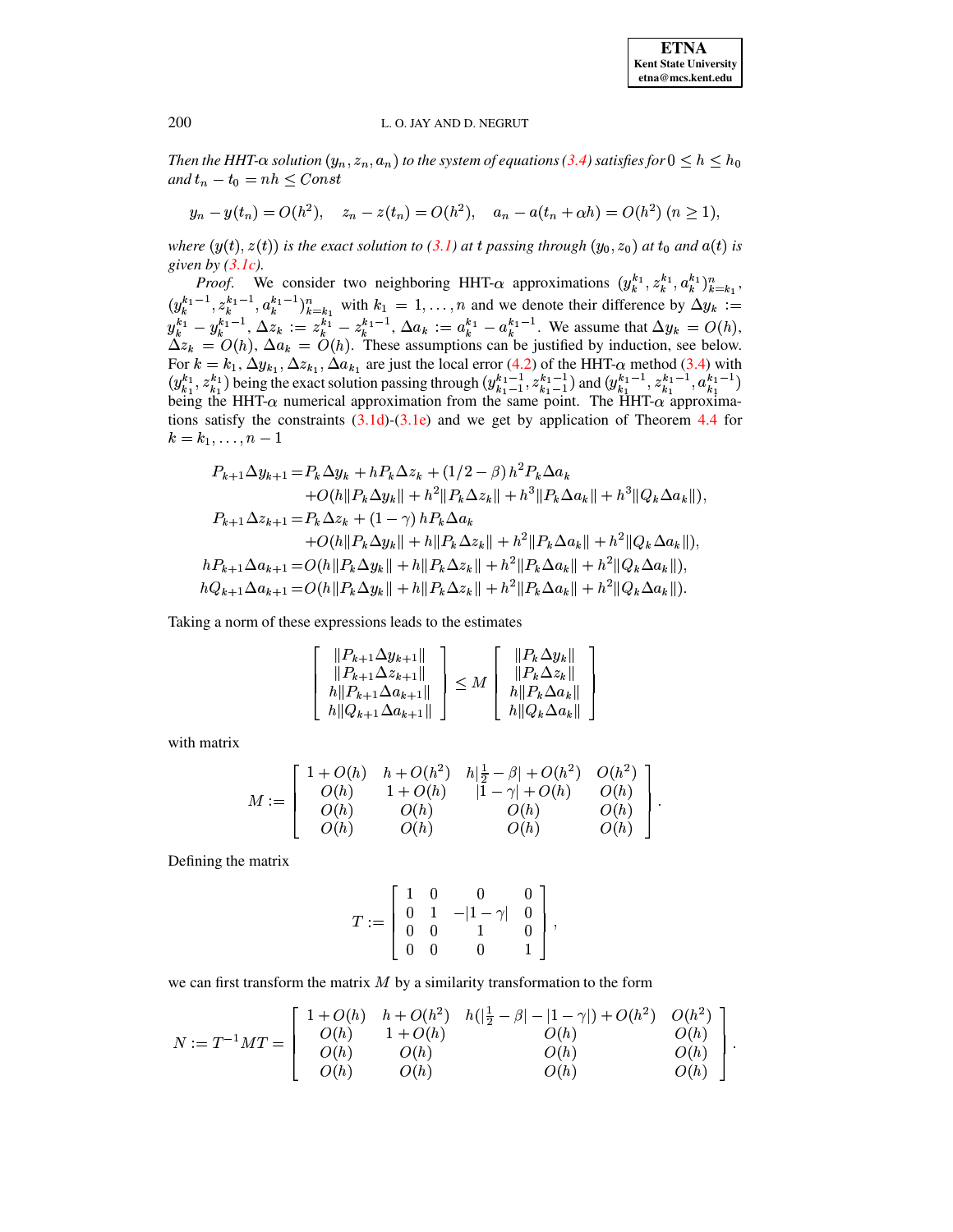*Then the HHT-$\alpha$ solution $(y_n, z_n, a_n)$ to the system of equations (3.4) satisfies for $0 \leq h \leq h_0$ and $t_n - t_0 = nh \leq Const$*

$$y_n - y(t_n) = O(h^2), \quad z_n - z(t_n) = O(h^2), \quad a_n - a(t_n + \alpha h) = O(h^2) \ (n \geq 1),$$

*where $(y(t), z(t))$ is the exact solution to (3.1) at $t$ passing through $(y_0, z_0)$ at $t_0$ and $a(t)$ is given by (3.1c).*

*Proof.* We consider two neighboring HHT-$\alpha$ approximations $(y_k^{k_1}, z_k^{k_1}, a_k^{k_1})_{k=k_1}^n$, $(y_k^{k_1-1}, z_k^{k_1-1}, a_k^{k_1-1})_{k=k_1}^n$ with $k_1 = 1, \ldots, n$ and we denote their difference by $\Delta y_k := y_k^{k_1} - y_k^{k_1-1}$, $\Delta z_k := z_k^{k_1} - z_k^{k_1-1}$, $\Delta a_k := a_k^{k_1} - a_k^{k_1-1}$. We assume that $\Delta y_k = O(h)$, $\Delta z_k = O(h)$, $\Delta a_k = O(h)$. These assumptions can be justified by induction, see below. For $k = k_1$, $\Delta y_{k_1}, \Delta z_{k_1}, \Delta a_{k_1}$ are just the local error (4.2) of the HHT-$\alpha$ method (3.4) with $(y_{k_1}^{k_1}, z_{k_1}^{k_1})$ being the exact solution passing through $(y_{k_1-1}^{k_1-1}, z_{k_1-1}^{k_1-1})$ and $(y_{k_1}^{k_1-1}, z_{k_1}^{k_1-1}, a_{k_1}^{k_1-1})$ being the HHT-$\alpha$ numerical approximation from the same point. The HHT-$\alpha$ approximations satisfy the constraints (3.1d)-(3.1e) and we get by application of Theorem 4.4 for $k = k_1, \ldots, n-1$

$$\begin{aligned}
P_{k+1}\Delta y_{k+1} =& P_k \Delta y_k + hP_k\Delta z_k + (1/2 - \beta)\, h^2 P_k \Delta a_k \\
&+ O(h\|P_k\Delta y_k\| + h^2\|P_k\Delta z_k\| + h^3\|P_k\Delta a_k\| + h^3\|Q_k\Delta a_k\|), \\
P_{k+1}\Delta z_{k+1} =& P_k\Delta z_k + (1-\gamma)\, hP_k\Delta a_k \\
&+ O(h\|P_k\Delta y_k\| + h\|P_k\Delta z_k\| + h^2\|P_k\Delta a_k\| + h^2\|Q_k\Delta a_k\|), \\
hP_{k+1}\Delta a_{k+1} =& O(h\|P_k\Delta y_k\| + h\|P_k\Delta z_k\| + h^2\|P_k\Delta a_k\| + h^2\|Q_k\Delta a_k\|), \\
hQ_{k+1}\Delta a_{k+1} =& O(h\|P_k\Delta y_k\| + h\|P_k\Delta z_k\| + h^2\|P_k\Delta a_k\| + h^2\|Q_k\Delta a_k\|).
\end{aligned}$$

Taking a norm of these expressions leads to the estimates

$$\begin{bmatrix} \|P_{k+1}\Delta y_{k+1}\| \\ \|P_{k+1}\Delta z_{k+1}\| \\ h\|P_{k+1}\Delta a_{k+1}\| \\ h\|Q_{k+1}\Delta a_{k+1}\| \end{bmatrix} \leq M \begin{bmatrix} \|P_k\Delta y_k\| \\ \|P_k\Delta z_k\| \\ h\|P_k\Delta a_k\| \\ h\|Q_k\Delta a_k\| \end{bmatrix}$$

with matrix

$$M := \begin{bmatrix} 1 + O(h) & h + O(h^2) & h|\frac{1}{2} - \beta| + O(h^2) & O(h^2) \\ O(h) & 1 + O(h) & |1-\gamma| + O(h) & O(h) \\ O(h) & O(h) & O(h) & O(h) \\ O(h) & O(h) & O(h) & O(h) \end{bmatrix}.$$

Defining the matrix

$$T := \begin{bmatrix} 1 & 0 & 0 & 0 \\ 0 & 1 & -|1-\gamma| & 0 \\ 0 & 0 & 1 & 0 \\ 0 & 0 & 0 & 1 \end{bmatrix},$$

we can first transform the matrix $M$ by a similarity transformation to the form

$$N := T^{-1}MT = \begin{bmatrix} 1 + O(h) & h + O(h^2) & h(|\frac{1}{2} - \beta| - |1-\gamma|) + O(h^2) & O(h^2) \\ O(h) & 1 + O(h) & O(h) & O(h) \\ O(h) & O(h) & O(h) & O(h) \\ O(h) & O(h) & O(h) & O(h) \end{bmatrix}.$$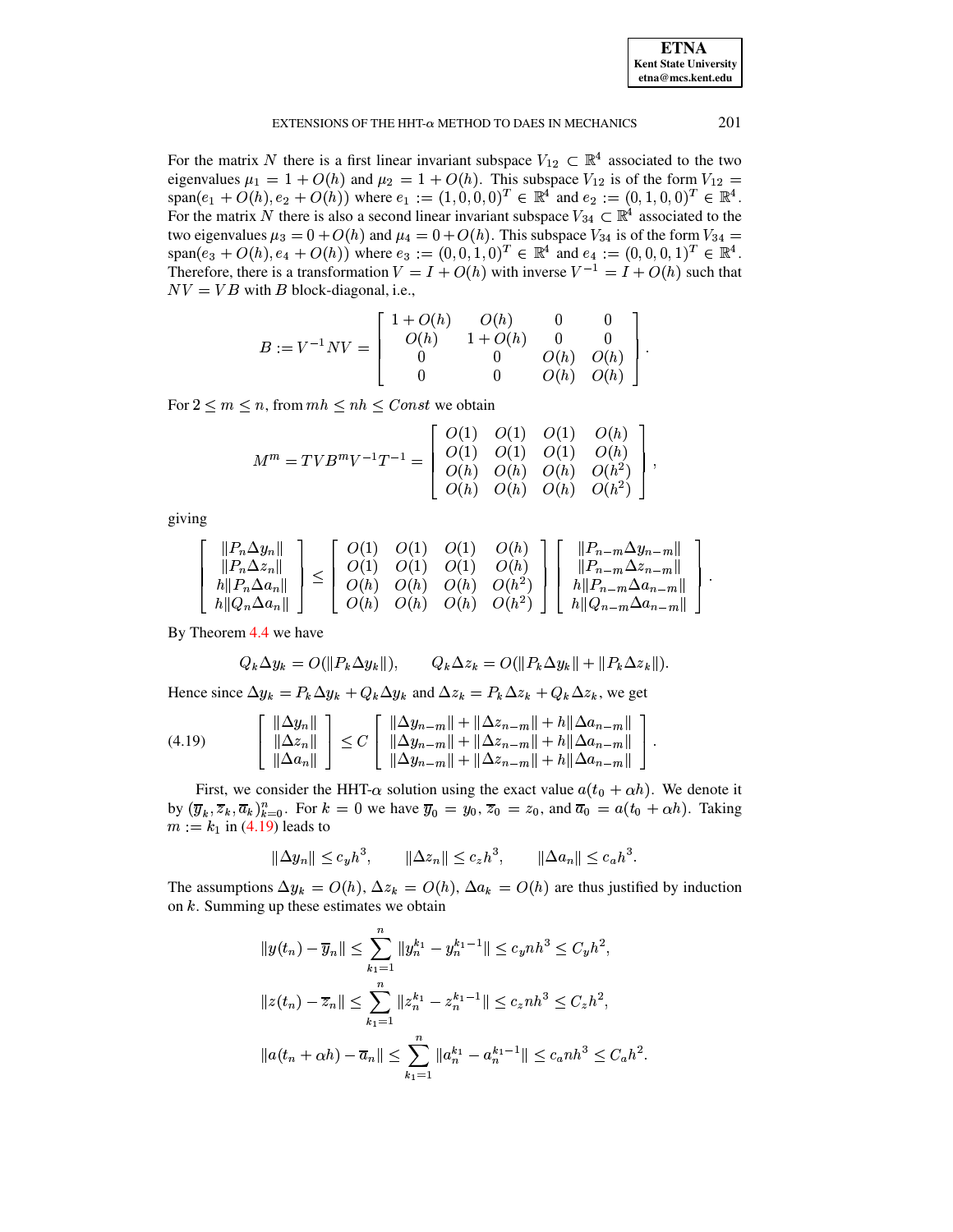For the matrix $N$ there is a first linear invariant subspace $V_{12} \subset \mathbb{R}^4$ associated to the two eigenvalues $\mu_1 = 1 + O(h)$ and $\mu_2 = 1 + O(h)$. This subspace $V_{12}$ is of the form $V_{12} = \operatorname{span}(e_1 + O(h), e_2 + O(h))$ where $e_1 := (1,0,0,0)^T \in \mathbb{R}^4$ and $e_2 := (0,1,0,0)^T \in \mathbb{R}^4$. For the matrix $N$ there is also a second linear invariant subspace $V_{34} \subset \mathbb{R}^4$ associated to the two eigenvalues $\mu_3 = 0 + O(h)$ and $\mu_4 = 0 + O(h)$. This subspace $V_{34}$ is of the form $V_{34} = \operatorname{span}(e_3 + O(h), e_4 + O(h))$ where $e_3 := (0,0,1,0)^T \in \mathbb{R}^4$ and $e_4 := (0,0,0,1)^T \in \mathbb{R}^4$. Therefore, there is a transformation $V = I + O(h)$ with inverse $V^{-1} = I + O(h)$ such that $NV = VB$ with $B$ block-diagonal, i.e.,

$$B := V^{-1} N V = \begin{bmatrix} 1+O(h) & O(h) & 0 & 0 \\ O(h) & 1+O(h) & 0 & 0 \\ 0 & 0 & O(h) & O(h) \\ 0 & 0 & O(h) & O(h) \end{bmatrix}.$$

For $2 \leq m \leq n$, from $mh \leq nh \leq Const$ we obtain

$$M^m = TVB^mV^{-1}T^{-1} = \begin{bmatrix} O(1) & O(1) & O(1) & O(h) \\ O(1) & O(1) & O(1) & O(h) \\ O(h) & O(h) & O(h) & O(h^2) \\ O(h) & O(h) & O(h) & O(h^2) \end{bmatrix},$$

giving

$$\begin{bmatrix} \|P_n \Delta y_n\| \\ \|P_n \Delta z_n\| \\ h\|P_n \Delta a_n\| \\ h\|Q_n \Delta a_n\| \end{bmatrix} \leq \begin{bmatrix} O(1) & O(1) & O(1) & O(h) \\ O(1) & O(1) & O(1) & O(h) \\ O(h) & O(h) & O(h) & O(h^2) \\ O(h) & O(h) & O(h) & O(h^2) \end{bmatrix} \begin{bmatrix} \|P_{n-m} \Delta y_{n-m}\| \\ \|P_{n-m} \Delta z_{n-m}\| \\ h\|P_{n-m} \Delta a_{n-m}\| \\ h\|Q_{n-m} \Delta a_{n-m}\| \end{bmatrix}.$$

By Theorem 4.4 we have

$$Q_k \Delta y_k = O(\|P_k \Delta y_k\|), \qquad Q_k \Delta z_k = O(\|P_k \Delta y_k\| + \|P_k \Delta z_k\|).$$

Hence since $\Delta y_k = P_k \Delta y_k + Q_k \Delta y_k$ and $\Delta z_k = P_k \Delta z_k + Q_k \Delta z_k$, we get

$$\begin{bmatrix} \|\Delta y_n\| \\ \|\Delta z_n\| \\ \|\Delta a_n\| \end{bmatrix} \leq C \begin{bmatrix} \|\Delta y_{n-m}\| + \|\Delta z_{n-m}\| + h\|\Delta a_{n-m}\| \\ \|\Delta y_{n-m}\| + \|\Delta z_{n-m}\| + h\|\Delta a_{n-m}\| \\ \|\Delta y_{n-m}\| + \|\Delta z_{n-m}\| + h\|\Delta a_{n-m}\| \end{bmatrix}. \tag{4.19}$$

First, we consider the HHT-$\alpha$ solution using the exact value $a(t_0 + \alpha h)$. We denote it by $(\overline{y}_k, \overline{z}_k, \overline{a}_k)_{k=0}^n$. For $k = 0$ we have $\overline{y}_0 = y_0$, $\overline{z}_0 = z_0$, and $\overline{a}_0 = a(t_0 + \alpha h)$. Taking $m := k_1$ in (4.19) leads to

$$\|\Delta y_n\| \leq c_y h^3, \qquad \|\Delta z_n\| \leq c_z h^3, \qquad \|\Delta a_n\| \leq c_a h^3.$$

The assumptions $\Delta y_k = O(h)$, $\Delta z_k = O(h)$, $\Delta a_k = O(h)$ are thus justified by induction on $k$. Summing up these estimates we obtain

$$\|y(t_n) - \overline{y}_n\| \leq \sum_{k_1=1}^{n} \|y_n^{k_1} - y_n^{k_1-1}\| \leq c_y n h^3 \leq C_y h^2,$$

$$\|z(t_n) - \overline{z}_n\| \leq \sum_{k_1=1}^{n} \|z_n^{k_1} - z_n^{k_1-1}\| \leq c_z n h^3 \leq C_z h^2,$$

$$\|a(t_n + \alpha h) - \overline{a}_n\| \leq \sum_{k_1=1}^{n} \|a_n^{k_1} - a_n^{k_1-1}\| \leq c_a n h^3 \leq C_a h^2.$$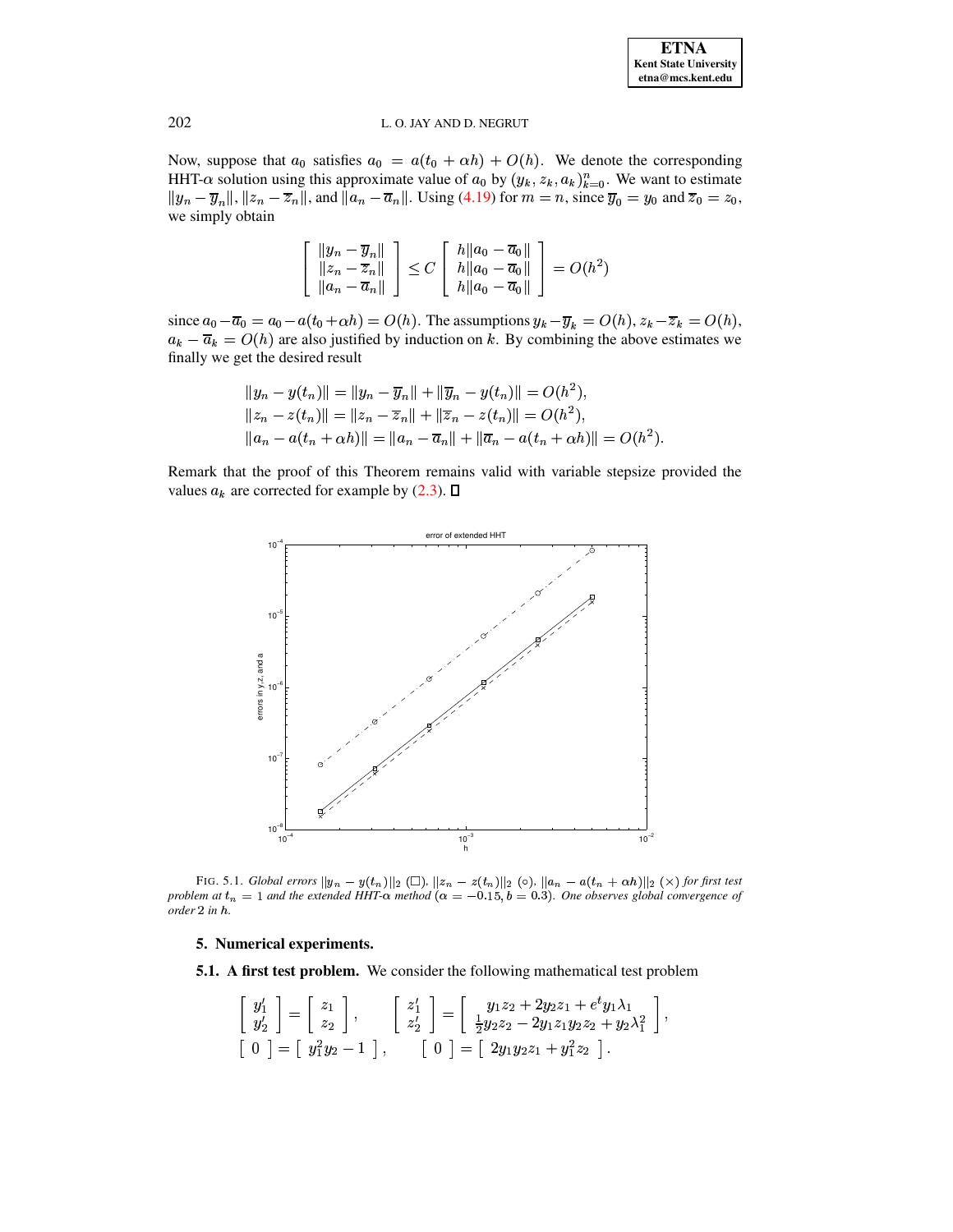Now, suppose that $a_0$ satisfies $a_0 = a(t_0 + \alpha h) + O(h)$. We denote the corresponding HHT-$\alpha$ solution using this approximate value of $a_0$ by $(y_k, z_k, a_k)_{k=0}^n$. We want to estimate $\|y_n - \overline{y}_n\|$, $\|z_n - \overline{z}_n\|$, and $\|a_n - \overline{a}_n\|$. Using (4.19) for $m = n$, since $\overline{y}_0 = y_0$ and $\overline{z}_0 = z_0$, we simply obtain

$$\begin{bmatrix} \|y_n - \overline{y}_n\| \\ \|z_n - \overline{z}_n\| \\ \|a_n - \overline{a}_n\| \end{bmatrix} \leq C \begin{bmatrix} h\|a_0 - \overline{a}_0\| \\ h\|a_0 - \overline{a}_0\| \\ h\|a_0 - \overline{a}_0\| \end{bmatrix} = O(h^2)$$

since $a_0 - \overline{a}_0 = a_0 - a(t_0 + \alpha h) = O(h)$. The assumptions $y_k - \overline{y}_k = O(h)$, $z_k - \overline{z}_k = O(h)$, $a_k - \overline{a}_k = O(h)$ are also justified by induction on $k$. By combining the above estimates we finally we get the desired result

$$\begin{aligned}
\|y_n - y(t_n)\| &= \|y_n - \overline{y}_n\| + \|\overline{y}_n - y(t_n)\| = O(h^2), \\
\|z_n - z(t_n)\| &= \|z_n - \overline{z}_n\| + \|\overline{z}_n - z(t_n)\| = O(h^2), \\
\|a_n - a(t_n + \alpha h)\| &= \|a_n - \overline{a}_n\| + \|\overline{a}_n - a(t_n + \alpha h)\| = O(h^2).
\end{aligned}$$

Remark that the proof of this Theorem remains valid with variable stepsize provided the values $a_k$ are corrected for example by (2.3). □

FIG. 5.1. *Global errors $\|y_n - y(t_n)\|_2$ (□), $\|z_n - z(t_n)\|_2$ (○), $\|a_n - a(t_n + \alpha h)\|_2$ (×) for first test problem at $t_n = 1$ and the extended HHT-$\alpha$ method ($\alpha = -0.15, b = 0.3$). One observes global convergence of order 2 in $h$.*

## 5. Numerical experiments.

### 5.1. A first test problem.

We consider the following mathematical test problem

$$\begin{bmatrix} y_1' \\ y_2' \end{bmatrix} = \begin{bmatrix} z_1 \\ z_2 \end{bmatrix}, \qquad \begin{bmatrix} z_1' \\ z_2' \end{bmatrix} = \begin{bmatrix} y_1 z_2 + 2y_2 z_1 + e^t y_1 \lambda_1 \\ \frac{1}{2} y_2 z_2 - 2y_1 z_1 y_2 z_2 + y_2 \lambda_1^2 \end{bmatrix},$$

$$\begin{bmatrix} 0 \end{bmatrix} = \begin{bmatrix} y_1^2 y_2 - 1 \end{bmatrix}, \qquad \begin{bmatrix} 0 \end{bmatrix} = \begin{bmatrix} 2y_1 y_2 z_1 + y_1^2 z_2 \end{bmatrix}.$$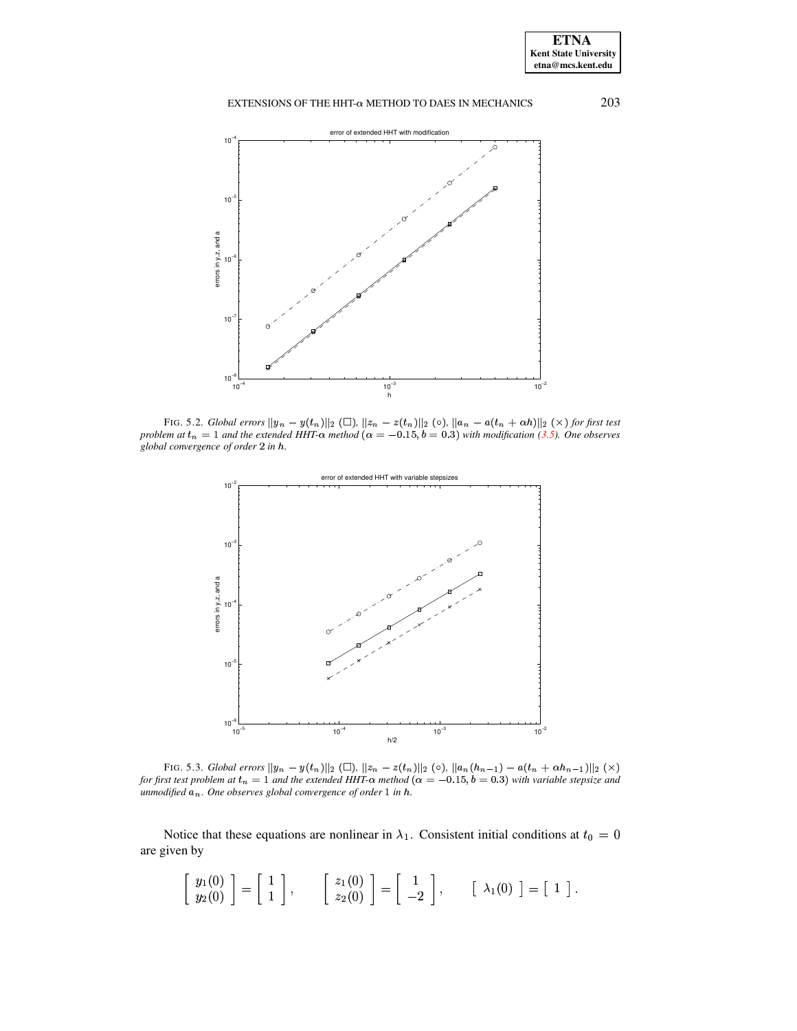FIG. 5.2. *Global errors $||y_n - y(t_n)||_2$ ($\Box$), $||z_n - z(t_n)||_2$ ($\circ$), $||a_n - a(t_n + \alpha h)||_2$ ($\times$) for first test problem at $t_n = 1$ and the extended HHT-$\alpha$ method ($\alpha = -0.15, b = 0.3$) with modification (3.5). One observes global convergence of order 2 in $h$.*

FIG. 5.3. *Global errors $||y_n - y(t_n)||_2$ ($\Box$), $||z_n - z(t_n)||_2$ ($\circ$), $||a_n(h_{n-1}) - a(t_n + \alpha h_{n-1})||_2$ ($\times$) for first test problem at $t_n = 1$ and the extended HHT-$\alpha$ method ($\alpha = -0.15, b = 0.3$) with variable stepsize and unmodified $a_n$. One observes global convergence of order 1 in $h$.*

Notice that these equations are nonlinear in $\lambda_1$. Consistent initial conditions at $t_0 = 0$ are given by

$$\begin{bmatrix} y_1(0) \\ y_2(0) \end{bmatrix} = \begin{bmatrix} 1 \\ 1 \end{bmatrix}, \qquad \begin{bmatrix} z_1(0) \\ z_2(0) \end{bmatrix} = \begin{bmatrix} 1 \\ -2 \end{bmatrix}, \qquad \begin{bmatrix} \lambda_1(0) \end{bmatrix} = \begin{bmatrix} 1 \end{bmatrix}.$$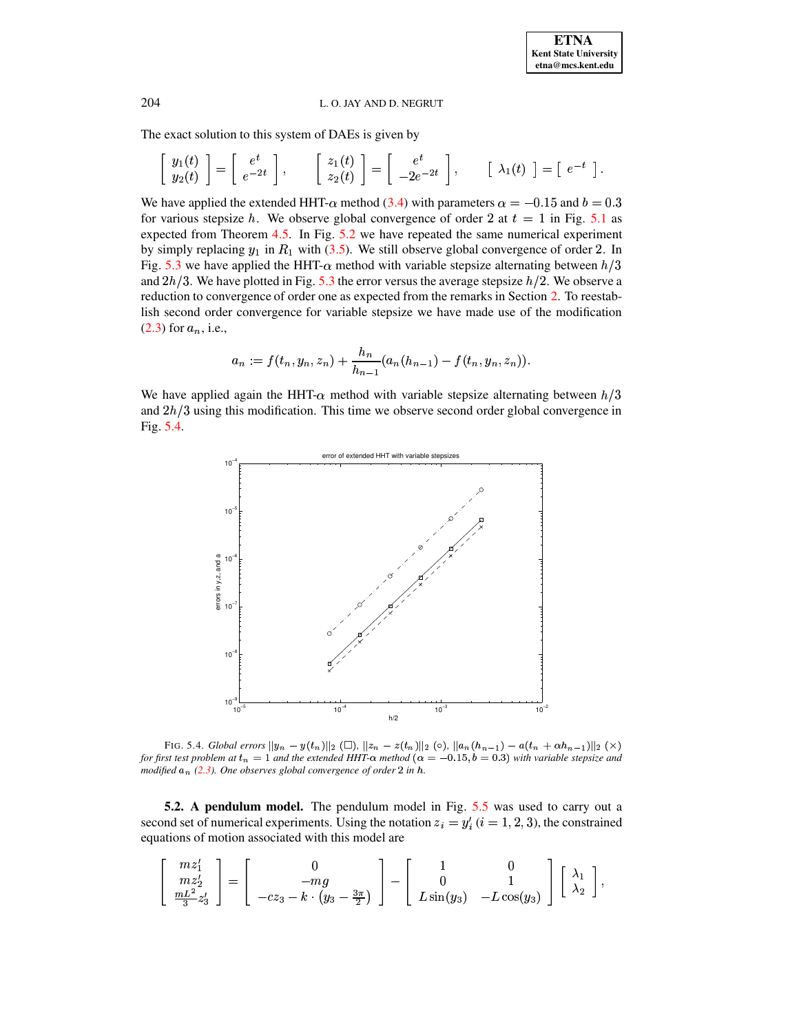The exact solution to this system of DAEs is given by

$$\begin{bmatrix} y_1(t) \\ y_2(t) \end{bmatrix} = \begin{bmatrix} e^t \\ e^{-2t} \end{bmatrix}, \qquad \begin{bmatrix} z_1(t) \\ z_2(t) \end{bmatrix} = \begin{bmatrix} e^t \\ -2e^{-2t} \end{bmatrix}, \qquad \begin{bmatrix} \lambda_1(t) \end{bmatrix} = \begin{bmatrix} e^{-t} \end{bmatrix}.$$

We have applied the extended HHT-$\alpha$ method (3.4) with parameters $\alpha = -0.15$ and $b = 0.3$ for various stepsize $h$. We observe global convergence of order 2 at $t = 1$ in Fig. 5.1 as expected from Theorem 4.5. In Fig. 5.2 we have repeated the same numerical experiment by simply replacing $y_1$ in $R_1$ with (3.5). We still observe global convergence of order 2. In Fig. 5.3 we have applied the HHT-$\alpha$ method with variable stepsize alternating between $h/3$ and $2h/3$. We have plotted in Fig. 5.3 the error versus the average stepsize $h/2$. We observe a reduction to convergence of order one as expected from the remarks in Section 2. To reestablish second order convergence for variable stepsize we have made use of the modification (2.3) for $a_n$, i.e.,

$$a_n := f(t_n, y_n, z_n) + \frac{h_n}{h_{n-1}}(a_n(h_{n-1}) - f(t_n, y_n, z_n)).$$

We have applied again the HHT-$\alpha$ method with variable stepsize alternating between $h/3$ and $2h/3$ using this modification. This time we observe second order global convergence in Fig. 5.4.

FIG. 5.4. *Global errors* $||y_n - y(t_n)||_2$ ($\square$), $||z_n - z(t_n)||_2$ ($\circ$), $||a_n(h_{n-1}) - a(t_n + \alpha h_{n-1})||_2$ ($\times$) *for first test problem at* $t_n = 1$ *and the extended HHT-*$\alpha$ *method* ($\alpha = -0.15, b = 0.3$) *with variable stepsize and modified* $a_n$ *(2.3). One observes global convergence of order* 2 *in* $h$.

**5.2. A pendulum model.** The pendulum model in Fig. 5.5 was used to carry out a second set of numerical experiments. Using the notation $z_i = y_i'$ ($i = 1, 2, 3$), the constrained equations of motion associated with this model are

$$\begin{bmatrix} m z_1' \\ m z_2' \\ \frac{mL^2}{3} z_3' \end{bmatrix} = \begin{bmatrix} 0 \\ -mg \\ -cz_3 - k \cdot \left(y_3 - \frac{3\pi}{2}\right) \end{bmatrix} - \begin{bmatrix} 1 & 0 \\ 0 & 1 \\ L\sin(y_3) & -L\cos(y_3) \end{bmatrix} \begin{bmatrix} \lambda_1 \\ \lambda_2 \end{bmatrix},$$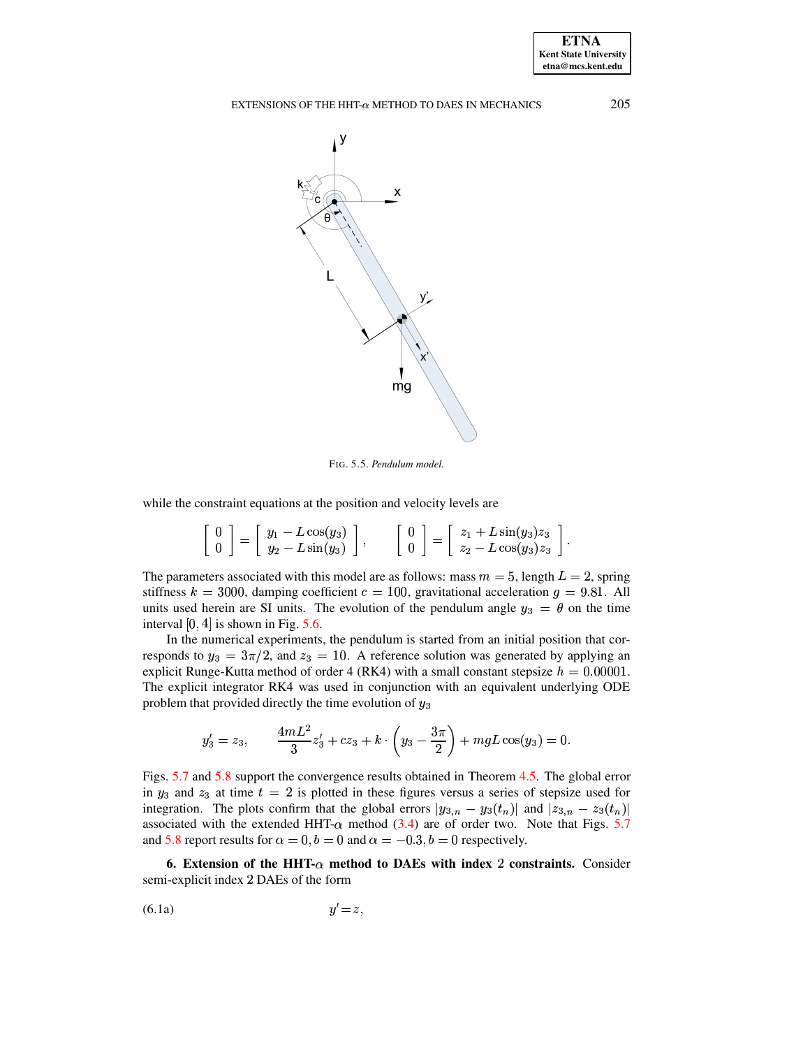FIG. 5.5. *Pendulum model.*

while the constraint equations at the position and velocity levels are

$$\begin{bmatrix} 0 \\ 0 \end{bmatrix} = \begin{bmatrix} y_1 - L\cos(y_3) \\ y_2 - L\sin(y_3) \end{bmatrix}, \qquad \begin{bmatrix} 0 \\ 0 \end{bmatrix} = \begin{bmatrix} z_1 + L\sin(y_3) z_3 \\ z_2 - L\cos(y_3) z_3 \end{bmatrix}.$$

The parameters associated with this model are as follows: mass $m = 5$, length $L = 2$, spring stiffness $k = 3000$, damping coefficient $c = 100$, gravitational acceleration $g = 9.81$. All units used herein are SI units. The evolution of the pendulum angle $y_3 = \theta$ on the time interval $[0, 4]$ is shown in Fig. 5.6.

In the numerical experiments, the pendulum is started from an initial position that corresponds to $y_3 = 3\pi/2$, and $z_3 = 10$. A reference solution was generated by applying an explicit Runge-Kutta method of order 4 (RK4) with a small constant stepsize $h = 0.00001$. The explicit integrator RK4 was used in conjunction with an equivalent underlying ODE problem that provided directly the time evolution of $y_3$

$$y_3' = z_3, \qquad \frac{4mL^2}{3} z_3' + c z_3 + k \cdot \left( y_3 - \frac{3\pi}{2} \right) + mgL\cos(y_3) = 0.$$

Figs. 5.7 and 5.8 support the convergence results obtained in Theorem 4.5. The global error in $y_3$ and $z_3$ at time $t = 2$ is plotted in these figures versus a series of stepsize used for integration. The plots confirm that the global errors $|y_{3,n} - y_3(t_n)|$ and $|z_{3,n} - z_3(t_n)|$ associated with the extended HHT-$\alpha$ method (3.4) are of order two. Note that Figs. 5.7 and 5.8 report results for $\alpha = 0, b = 0$ and $\alpha = -0.3, b = 0$ respectively.

**6. Extension of the HHT-$\alpha$ method to DAEs with index 2 constraints.** Consider semi-explicit index 2 DAEs of the form

$$y' = z, \tag{6.1a}$$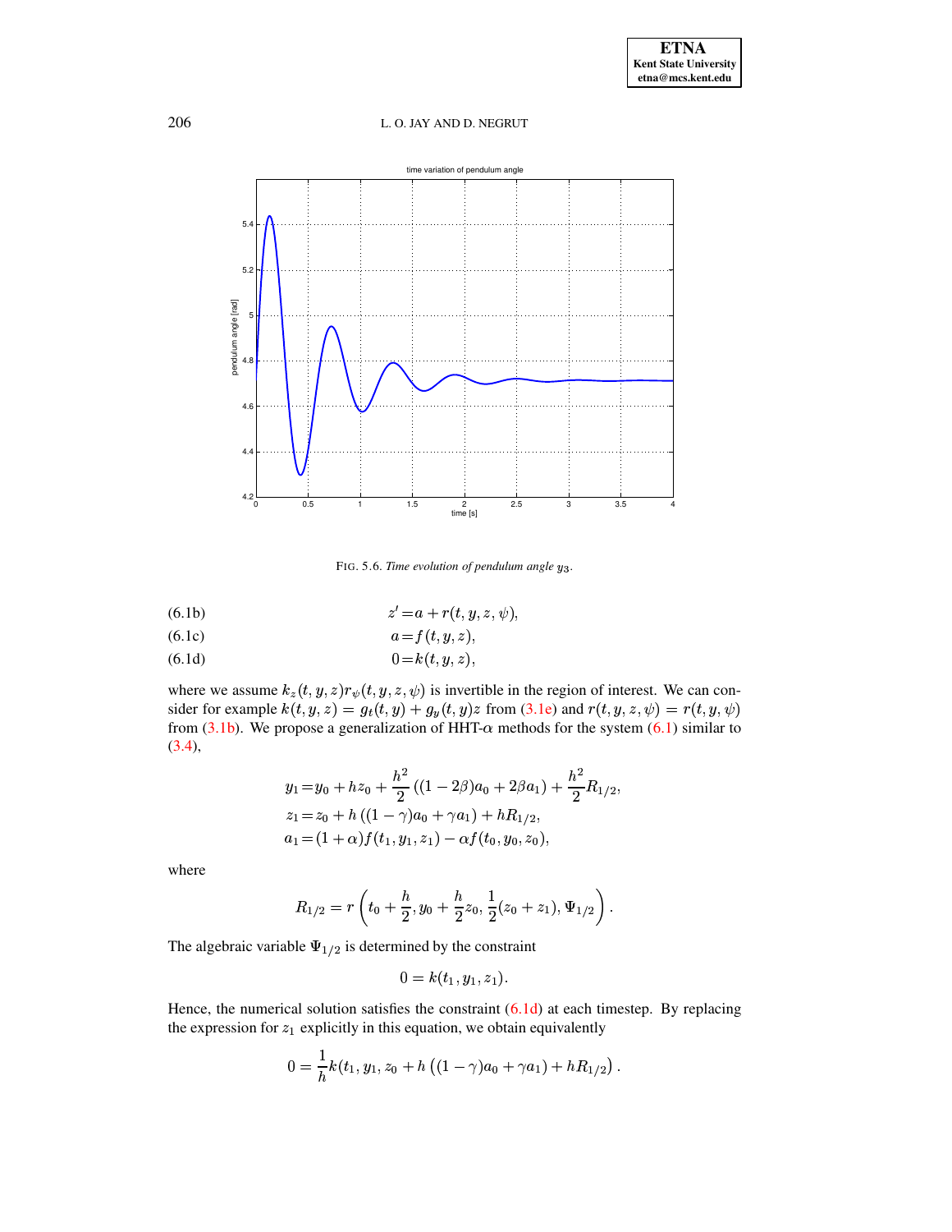FIG. 5.6. *Time evolution of pendulum angle* $y_3$.

$$z' = a + r(t, y, z, \psi), \tag{6.1b}$$

$$a = f(t, y, z), \tag{6.1c}$$

$$0 = k(t, y, z), \tag{6.1d}$$

where we assume $k_z(t, y, z) r_\psi(t, y, z, \psi)$ is invertible in the region of interest. We can consider for example $k(t, y, z) = g_t(t, y) + g_y(t, y)z$ from (3.1e) and $r(t, y, z, \psi) = r(t, y, \psi)$ from (3.1b). We propose a generalization of HHT-$\alpha$ methods for the system (6.1) similar to (3.4),

$$y_1 = y_0 + hz_0 + \frac{h^2}{2}\left((1 - 2\beta)a_0 + 2\beta a_1\right) + \frac{h^2}{2} R_{1/2},$$
$$z_1 = z_0 + h\left((1 - \gamma)a_0 + \gamma a_1\right) + hR_{1/2},$$
$$a_1 = (1 + \alpha) f(t_1, y_1, z_1) - \alpha f(t_0, y_0, z_0),$$

where

$$R_{1/2} = r\left(t_0 + \frac{h}{2}, y_0 + \frac{h}{2} z_0, \frac{1}{2}(z_0 + z_1), \Psi_{1/2}\right).$$

The algebraic variable $\Psi_{1/2}$ is determined by the constraint

$$0 = k(t_1, y_1, z_1).$$

Hence, the numerical solution satisfies the constraint (6.1d) at each timestep. By replacing the expression for $z_1$ explicitly in this equation, we obtain equivalently

$$0 = \frac{1}{h} k(t_1, y_1, z_0 + h\left((1 - \gamma)a_0 + \gamma a_1\right) + hR_{1/2}).$$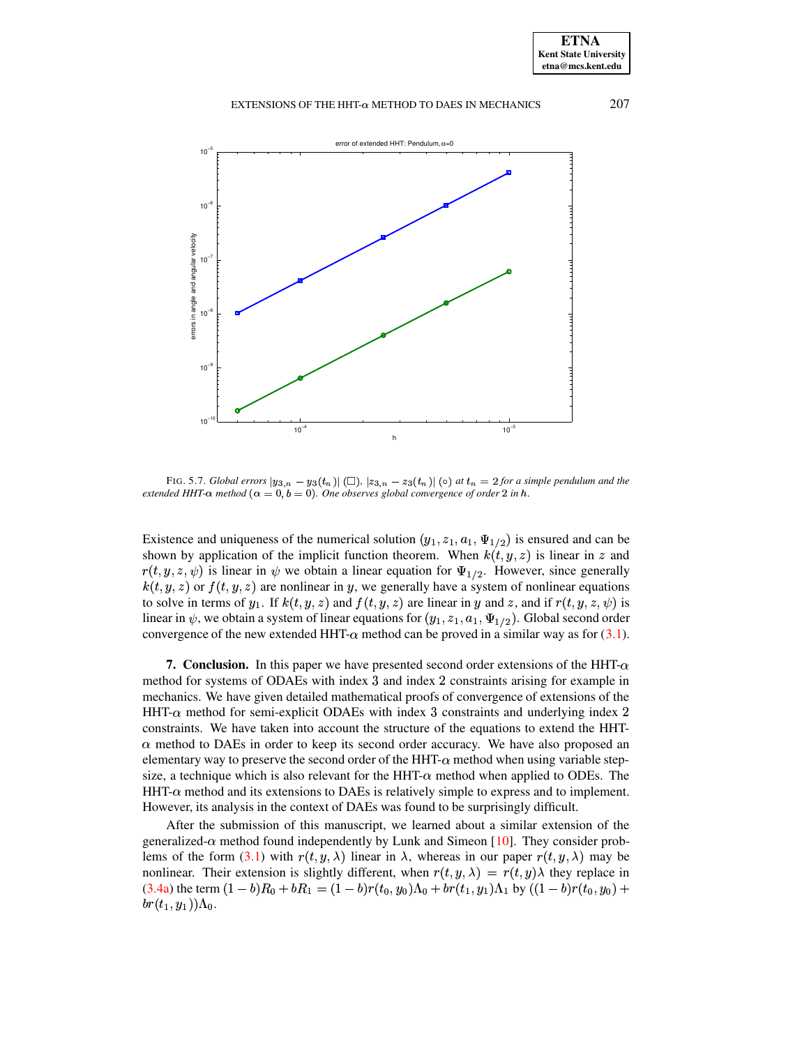FIG. 5.7. *Global errors* $|y_{3,n} - y_3(t_n)|$ ($\square$), $|z_{3,n} - z_3(t_n)|$ ($\circ$) *at* $t_n = 2$ *for a simple pendulum and the extended HHT-*$\alpha$ *method* ($\alpha = 0, b = 0$). *One observes global convergence of order* 2 *in* $h$.

Existence and uniqueness of the numerical solution $(y_1, z_1, a_1, \Psi_{1/2})$ is ensured and can be shown by application of the implicit function theorem. When $k(t, y, z)$ is linear in $z$ and $r(t, y, z, \psi)$ is linear in $\psi$ we obtain a linear equation for $\Psi_{1/2}$. However, since generally $k(t, y, z)$ or $f(t, y, z)$ are nonlinear in $y$, we generally have a system of nonlinear equations to solve in terms of $y_1$. If $k(t, y, z)$ and $f(t, y, z)$ are linear in $y$ and $z$, and if $r(t, y, z, \psi)$ is linear in $\psi$, we obtain a system of linear equations for $(y_1, z_1, a_1, \Psi_{1/2})$. Global second order convergence of the new extended HHT-$\alpha$ method can be proved in a similar way as for (3.1).

**7. Conclusion.** In this paper we have presented second order extensions of the HHT-$\alpha$ method for systems of ODAEs with index 3 and index 2 constraints arising for example in mechanics. We have given detailed mathematical proofs of convergence of extensions of the HHT-$\alpha$ method for semi-explicit ODAEs with index 3 constraints and underlying index 2 constraints. We have taken into account the structure of the equations to extend the HHT-$\alpha$ method to DAEs in order to keep its second order accuracy. We have also proposed an elementary way to preserve the second order of the HHT-$\alpha$ method when using variable step-size, a technique which is also relevant for the HHT-$\alpha$ method when applied to ODEs. The HHT-$\alpha$ method and its extensions to DAEs is relatively simple to express and to implement. However, its analysis in the context of DAEs was found to be surprisingly difficult.

After the submission of this manuscript, we learned about a similar extension of the generalized-$\alpha$ method found independently by Lunk and Simeon [10]. They consider problems of the form (3.1) with $r(t, y, \lambda)$ linear in $\lambda$, whereas in our paper $r(t, y, \lambda)$ may be nonlinear. Their extension is slightly different, when $r(t, y, \lambda) = r(t, y)\lambda$ they replace in (3.4a) the term $(1-b)R_0 + bR_1 = (1-b)r(t_0, y_0)\Lambda_0 + br(t_1, y_1)\Lambda_1$ by $((1-b)r(t_0, y_0) + br(t_1, y_1))\Lambda_0$.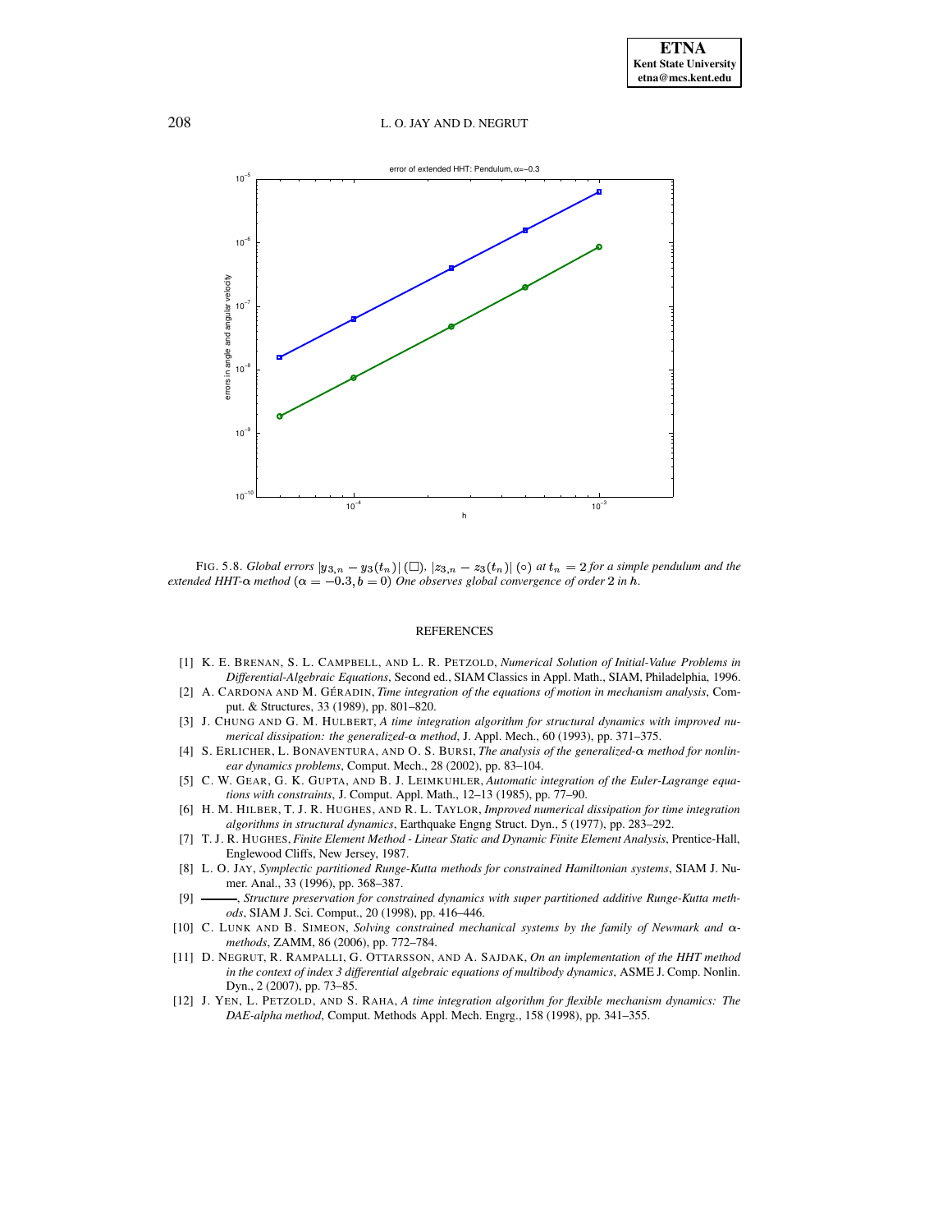error of extended HHT: Pendulum, α=−0.3

errors in angle and angular velocity

$10^{-5}$

$10^{-6}$

$10^{-7}$

$10^{-8}$

$10^{-9}$

$10^{-10}$

$10^{-4}$

$10^{-3}$

h

FIG. 5.8. *Global errors* $|y_{3,n} - y_3(t_n)|$ ($\Box$), $|z_{3,n} - z_3(t_n)|$ ($\circ$) *at* $t_n = 2$ *for a simple pendulum and the extended HHT-*$\alpha$ *method* ($\alpha = -0.3, b = 0$) *One observes global convergence of order* 2 *in* $h$.

## REFERENCES

[1] K. E. BRENAN, S. L. CAMPBELL, AND L. R. PETZOLD, *Numerical Solution of Initial-Value Problems in Differential-Algebraic Equations*, Second ed., SIAM Classics in Appl. Math., SIAM, Philadelphia, 1996.

[2] A. CARDONA AND M. GÉRADIN, *Time integration of the equations of motion in mechanism analysis*, Comput. & Structures, 33 (1989), pp. 801–820.

[3] J. CHUNG AND G. M. HULBERT, *A time integration algorithm for structural dynamics with improved numerical dissipation: the generalized-*$\alpha$ *method*, J. Appl. Mech., 60 (1993), pp. 371–375.

[4] S. ERLICHER, L. BONAVENTURA, AND O. S. BURSI, *The analysis of the generalized-*$\alpha$ *method for nonlinear dynamics problems*, Comput. Mech., 28 (2002), pp. 83–104.

[5] C. W. GEAR, G. K. GUPTA, AND B. J. LEIMKUHLER, *Automatic integration of the Euler-Lagrange equations with constraints*, J. Comput. Appl. Math., 12–13 (1985), pp. 77–90.

[6] H. M. HILBER, T. J. R. HUGHES, AND R. L. TAYLOR, *Improved numerical dissipation for time integration algorithms in structural dynamics*, Earthquake Engng Struct. Dyn., 5 (1977), pp. 283–292.

[7] T. J. R. HUGHES, *Finite Element Method - Linear Static and Dynamic Finite Element Analysis*, Prentice-Hall, Englewood Cliffs, New Jersey, 1987.

[8] L. O. JAY, *Symplectic partitioned Runge-Kutta methods for constrained Hamiltonian systems*, SIAM J. Numer. Anal., 33 (1996), pp. 368–387.

[9] ———, *Structure preservation for constrained dynamics with super partitioned additive Runge-Kutta methods*, SIAM J. Sci. Comput., 20 (1998), pp. 416–446.

[10] C. LUNK AND B. SIMEON, *Solving constrained mechanical systems by the family of Newmark and* $\alpha$*-methods*, ZAMM, 86 (2006), pp. 772–784.

[11] D. NEGRUT, R. RAMPALLI, G. OTTARSSON, AND A. SAJDAK, *On an implementation of the HHT method in the context of index 3 differential algebraic equations of multibody dynamics*, ASME J. Comp. Nonlin. Dyn., 2 (2007), pp. 73–85.

[12] J. YEN, L. PETZOLD, AND S. RAHA, *A time integration algorithm for flexible mechanism dynamics: The DAE-alpha method*, Comput. Methods Appl. Mech. Engrg., 158 (1998), pp. 341–355.